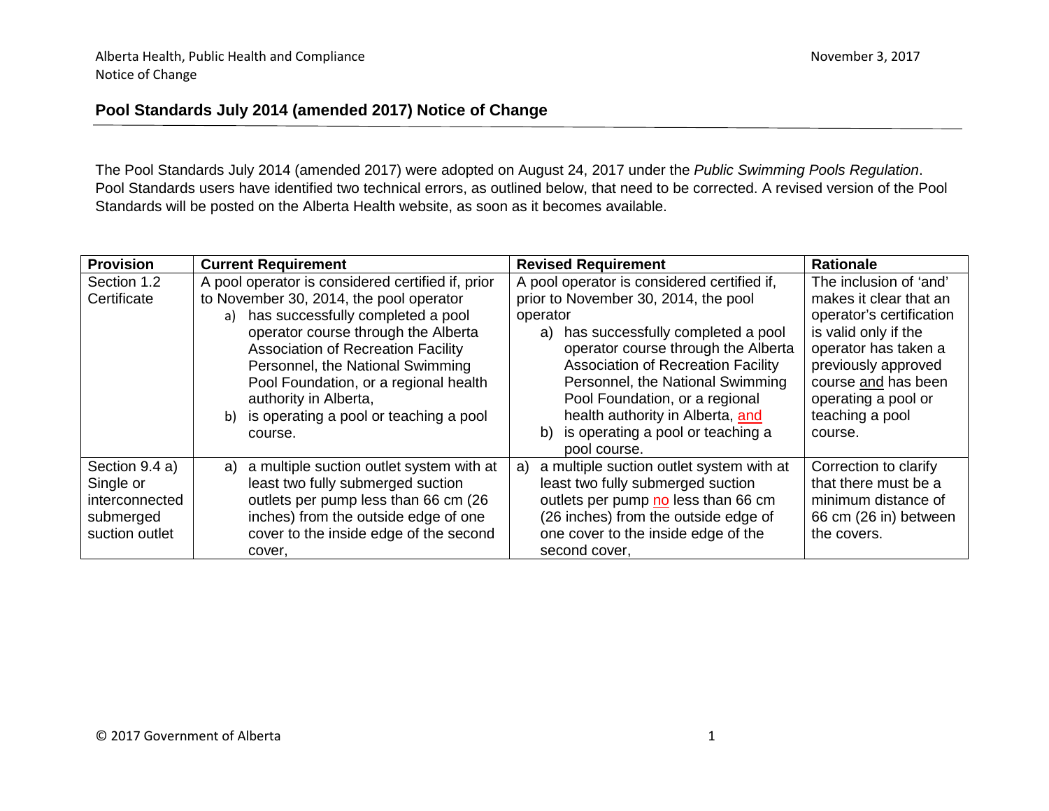Alberta Health, Public Health and Compliance
Notice of Change

November 3, 2017

# Pool Standards July 2014 (amended 2017) Notice of Change

The Pool Standards July 2014 (amended 2017) were adopted on August 24, 2017 under the *Public Swimming Pools Regulation*. Pool Standards users have identified two technical errors, as outlined below, that need to be corrected. A revised version of the Pool Standards will be posted on the Alberta Health website, as soon as it becomes available.

| Provision | Current Requirement | Revised Requirement | Rationale |
|---|---|---|---|
| Section 1.2 Certificate | A pool operator is considered certified if, prior to November 30, 2014, the pool operator<br>a) has successfully completed a pool operator course through the Alberta Association of Recreation Facility Personnel, the National Swimming Pool Foundation, or a regional health authority in Alberta,<br>b) is operating a pool or teaching a pool course. | A pool operator is considered certified if, prior to November 30, 2014, the pool operator<br>a) has successfully completed a pool operator course through the Alberta Association of Recreation Facility Personnel, the National Swimming Pool Foundation, or a regional health authority in Alberta, <u>and</u><br>b) is operating a pool or teaching a pool course. | The inclusion of 'and' makes it clear that an operator's certification is valid only if the operator has taken a previously approved course <u>and</u> has been operating a pool or teaching a pool course. |
| Section 9.4 a) Single or interconnected submerged suction outlet | a) a multiple suction outlet system with at least two fully submerged suction outlets per pump less than 66 cm (26 inches) from the outside edge of one cover to the inside edge of the second cover, | a) a multiple suction outlet system with at least two fully submerged suction outlets per pump <u>no</u> less than 66 cm (26 inches) from the outside edge of one cover to the inside edge of the second cover, | Correction to clarify that there must be a minimum distance of 66 cm (26 in) between the covers. |

© 2017 Government of Alberta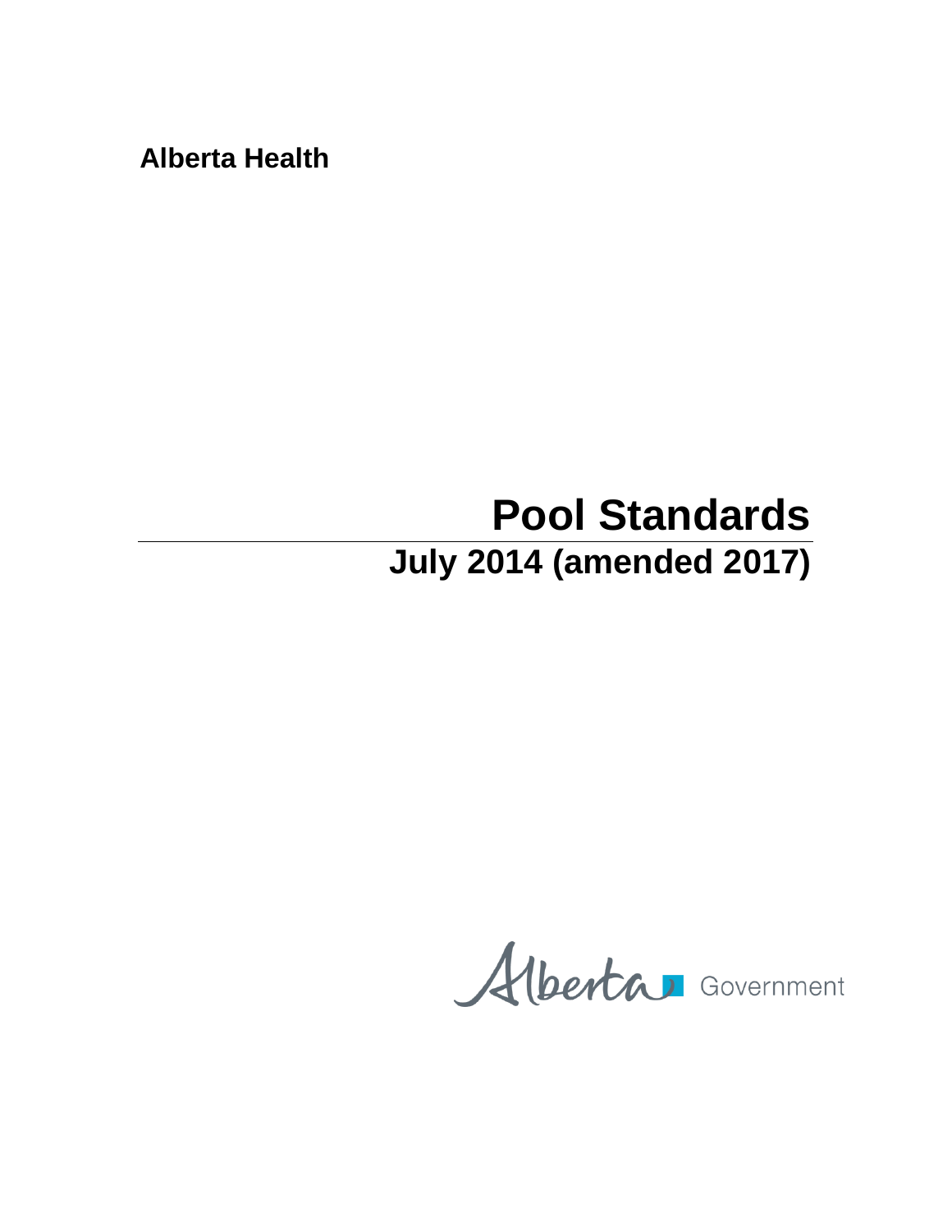**Alberta Health**

# Pool Standards

## July 2014 (amended 2017)

Alberta Government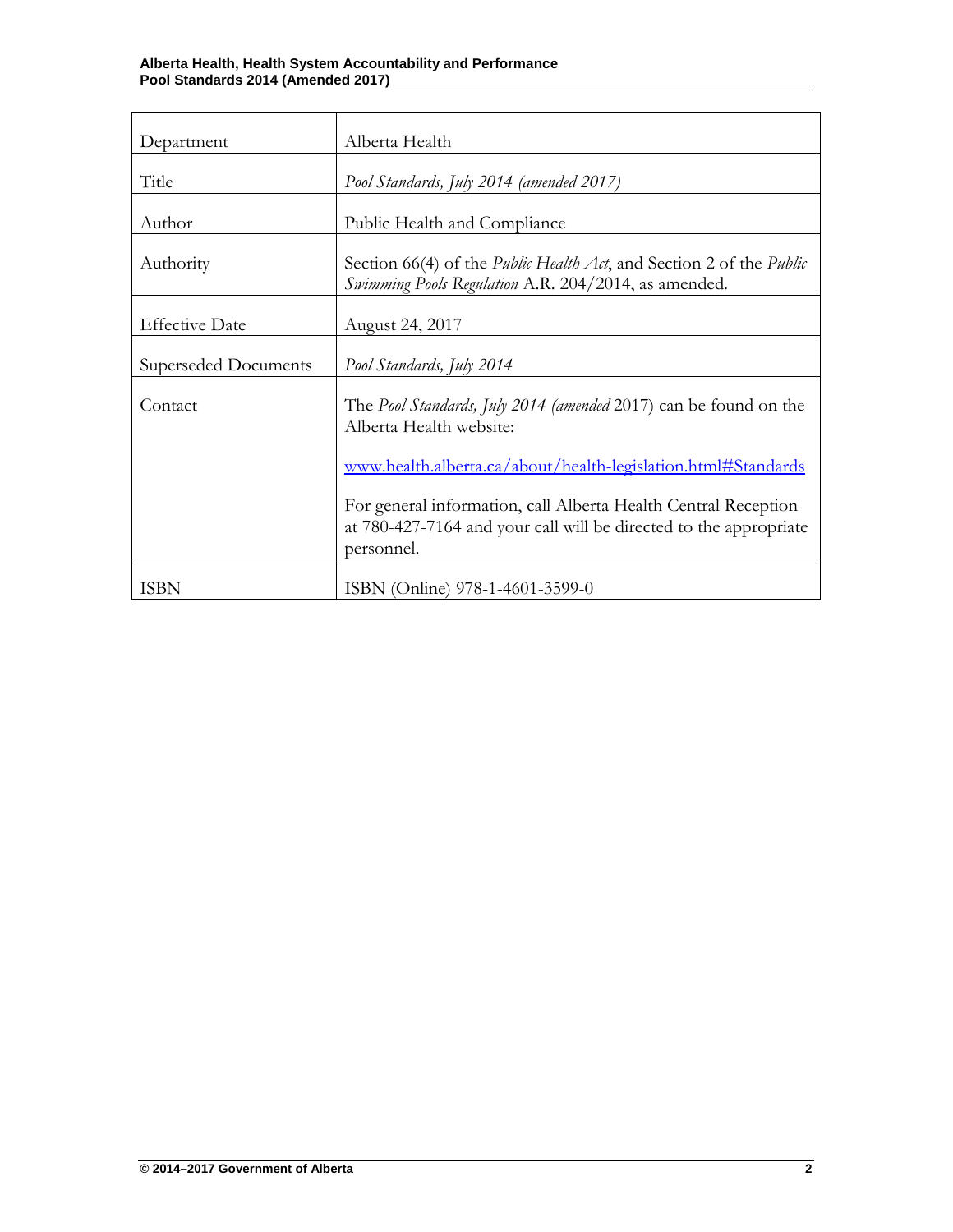| Department | Alberta Health |
|---|---|
| Title | *Pool Standards, July 2014 (amended 2017)* |
| Author | Public Health and Compliance |
| Authority | Section 66(4) of the *Public Health Act*, and Section 2 of the *Public Swimming Pools Regulation* A.R. 204/2014, as amended. |
| Effective Date | August 24, 2017 |
| Superseded Documents | *Pool Standards, July 2014* |
| Contact | The *Pool Standards, July 2014 (amended* 2017) can be found on the Alberta Health website:<br><br>www.health.alberta.ca/about/health-legislation.html#Standards<br><br>For general information, call Alberta Health Central Reception at 780-427-7164 and your call will be directed to the appropriate personnel. |
| ISBN | ISBN (Online) 978-1-4601-3599-0 |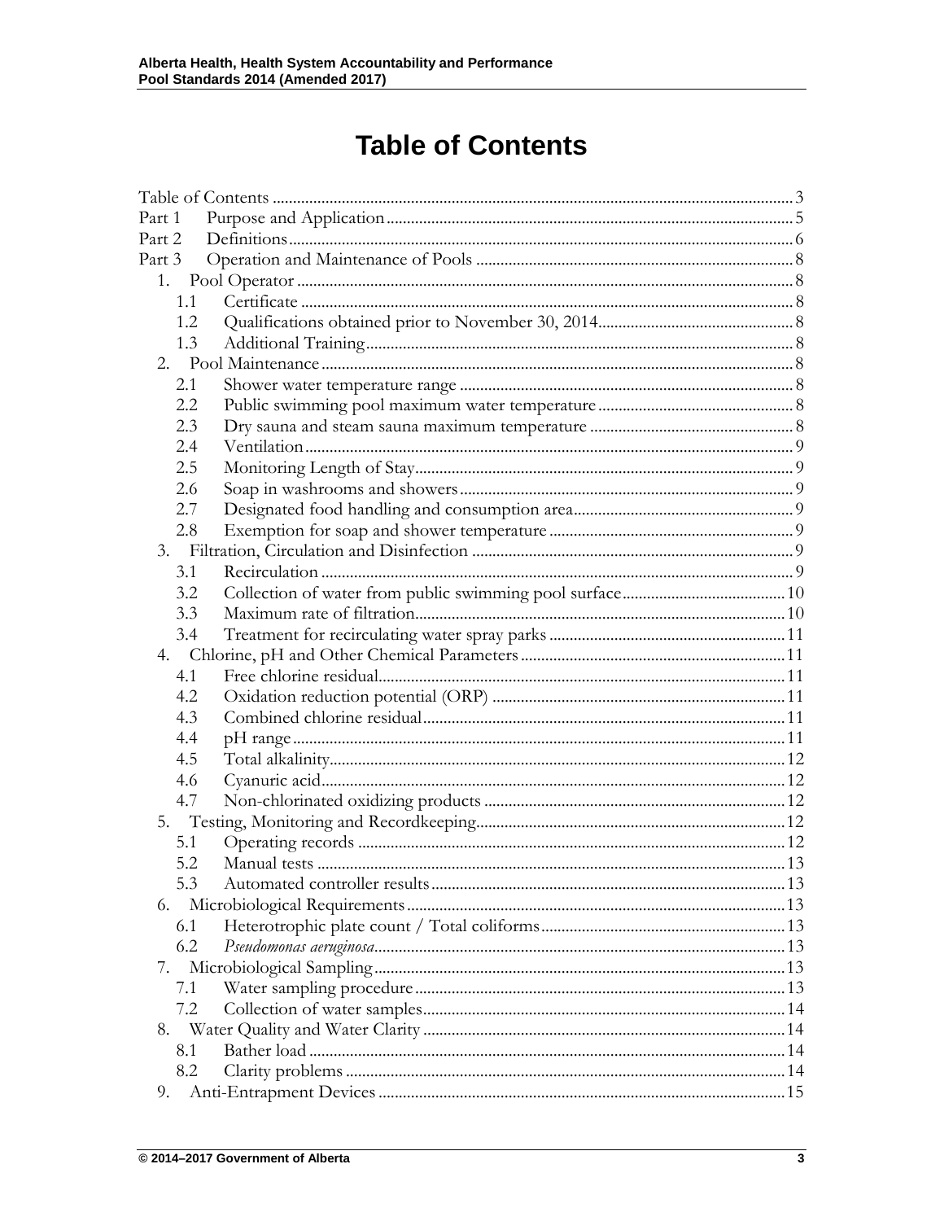# Table of Contents

Table of Contents ........................................................ 3
Part 1 Purpose and Application ........................................................ 5
Part 2 Definitions ........................................................ 6
Part 3 Operation and Maintenance of Pools ........................................................ 8
- 1. Pool Operator ........................................................ 8
  - 1.1 Certificate ........................................................ 8
  - 1.2 Qualifications obtained prior to November 30, 2014 ........................................................ 8
  - 1.3 Additional Training ........................................................ 8
- 2. Pool Maintenance ........................................................ 8
  - 2.1 Shower water temperature range ........................................................ 8
  - 2.2 Public swimming pool maximum water temperature ........................................................ 8
  - 2.3 Dry sauna and steam sauna maximum temperature ........................................................ 8
  - 2.4 Ventilation ........................................................ 9
  - 2.5 Monitoring Length of Stay ........................................................ 9
  - 2.6 Soap in washrooms and showers ........................................................ 9
  - 2.7 Designated food handling and consumption area ........................................................ 9
  - 2.8 Exemption for soap and shower temperature ........................................................ 9
- 3. Filtration, Circulation and Disinfection ........................................................ 9
  - 3.1 Recirculation ........................................................ 9
  - 3.2 Collection of water from public swimming pool surface ........................................................ 10
  - 3.3 Maximum rate of filtration ........................................................ 10
  - 3.4 Treatment for recirculating water spray parks ........................................................ 11
- 4. Chlorine, pH and Other Chemical Parameters ........................................................ 11
  - 4.1 Free chlorine residual ........................................................ 11
  - 4.2 Oxidation reduction potential (ORP) ........................................................ 11
  - 4.3 Combined chlorine residual ........................................................ 11
  - 4.4 pH range ........................................................ 11
  - 4.5 Total alkalinity ........................................................ 12
  - 4.6 Cyanuric acid ........................................................ 12
  - 4.7 Non-chlorinated oxidizing products ........................................................ 12
- 5. Testing, Monitoring and Recordkeeping ........................................................ 12
  - 5.1 Operating records ........................................................ 12
  - 5.2 Manual tests ........................................................ 13
  - 5.3 Automated controller results ........................................................ 13
- 6. Microbiological Requirements ........................................................ 13
  - 6.1 Heterotrophic plate count / Total coliforms ........................................................ 13
  - 6.2 *Pseudomonas aeruginosa* ........................................................ 13
- 7. Microbiological Sampling ........................................................ 13
  - 7.1 Water sampling procedure ........................................................ 13
  - 7.2 Collection of water samples ........................................................ 14
- 8. Water Quality and Water Clarity ........................................................ 14
  - 8.1 Bather load ........................................................ 14
  - 8.2 Clarity problems ........................................................ 14
- 9. Anti-Entrapment Devices ........................................................ 15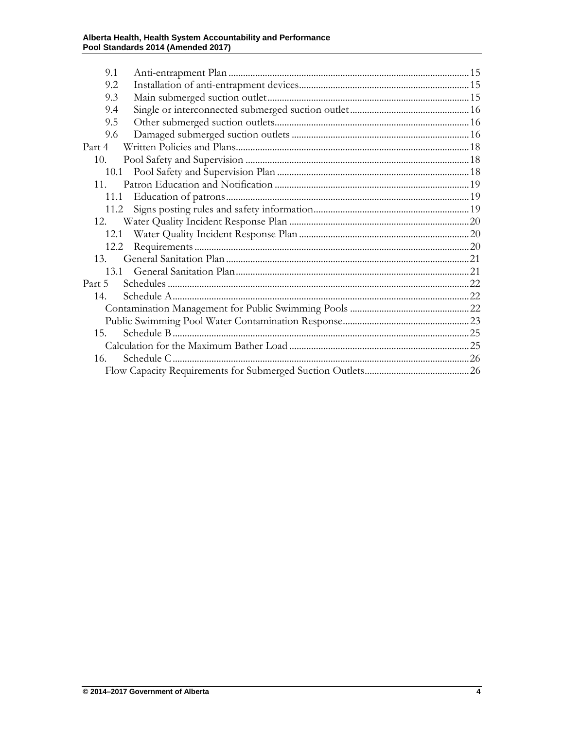9.1 Anti-entrapment Plan ..... 15
9.2 Installation of anti-entrapment devices ..... 15
9.3 Main submerged suction outlet ..... 15
9.4 Single or interconnected submerged suction outlet ..... 16
9.5 Other submerged suction outlets ..... 16
9.6 Damaged submerged suction outlets ..... 16

Part 4 Written Policies and Plans ..... 18
- 10. Pool Safety and Supervision ..... 18
  - 10.1 Pool Safety and Supervision Plan ..... 18
- 11. Patron Education and Notification ..... 19
  - 11.1 Education of patrons ..... 19
  - 11.2 Signs posting rules and safety information ..... 19
- 12. Water Quality Incident Response Plan ..... 20
  - 12.1 Water Quality Incident Response Plan ..... 20
  - 12.2 Requirements ..... 20
- 13. General Sanitation Plan ..... 21
  - 13.1 General Sanitation Plan ..... 21

Part 5 Schedules ..... 22
- 14. Schedule A ..... 22
  - Contamination Management for Public Swimming Pools ..... 22
  - Public Swimming Pool Water Contamination Response ..... 23
- 15. Schedule B ..... 25
  - Calculation for the Maximum Bather Load ..... 25
- 16. Schedule C ..... 26
  - Flow Capacity Requirements for Submerged Suction Outlets ..... 26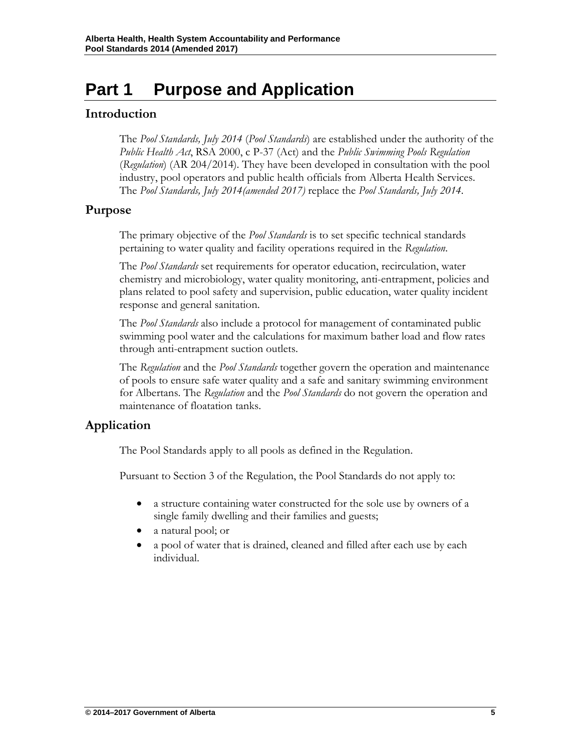# Part 1 Purpose and Application

## Introduction

The *Pool Standards, July 2014* (*Pool Standards*) are established under the authority of the *Public Health Act*, RSA 2000, c P-37 (Act) and the *Public Swimming Pools Regulation* (*Regulation*) (AR 204/2014). They have been developed in consultation with the pool industry, pool operators and public health officials from Alberta Health Services. The *Pool Standards, July 2014(amended 2017)* replace the *Pool Standards, July 2014*.

## Purpose

The primary objective of the *Pool Standards* is to set specific technical standards pertaining to water quality and facility operations required in the *Regulation*.

The *Pool Standards* set requirements for operator education, recirculation, water chemistry and microbiology, water quality monitoring, anti-entrapment, policies and plans related to pool safety and supervision, public education, water quality incident response and general sanitation.

The *Pool Standards* also include a protocol for management of contaminated public swimming pool water and the calculations for maximum bather load and flow rates through anti-entrapment suction outlets.

The *Regulation* and the *Pool Standards* together govern the operation and maintenance of pools to ensure safe water quality and a safe and sanitary swimming environment for Albertans. The *Regulation* and the *Pool Standards* do not govern the operation and maintenance of floatation tanks.

## Application

The Pool Standards apply to all pools as defined in the Regulation.

Pursuant to Section 3 of the Regulation, the Pool Standards do not apply to:

- a structure containing water constructed for the sole use by owners of a single family dwelling and their families and guests;
- a natural pool; or
- a pool of water that is drained, cleaned and filled after each use by each individual.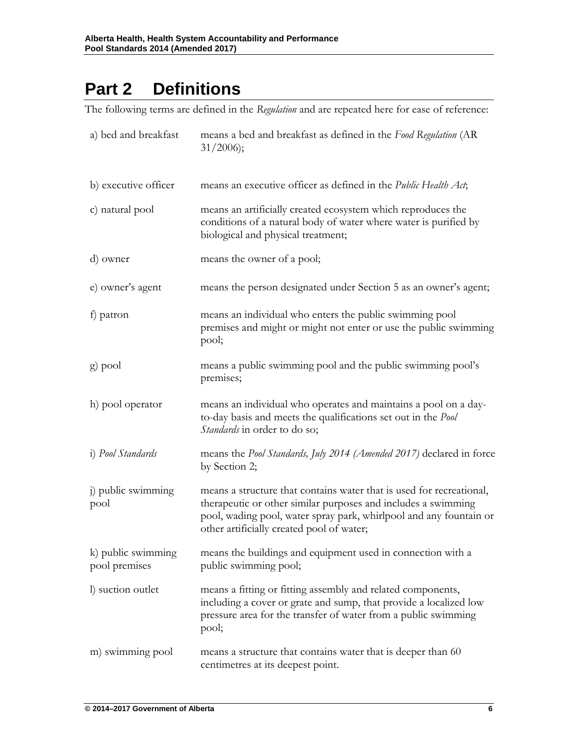# Part 2 Definitions

The following terms are defined in the *Regulation* and are repeated here for ease of reference:

| | |
|---|---|
| a) bed and breakfast | means a bed and breakfast as defined in the *Food Regulation* (AR 31/2006); |
| b) executive officer | means an executive officer as defined in the *Public Health Act*; |
| c) natural pool | means an artificially created ecosystem which reproduces the conditions of a natural body of water where water is purified by biological and physical treatment; |
| d) owner | means the owner of a pool; |
| e) owner's agent | means the person designated under Section 5 as an owner's agent; |
| f) patron | means an individual who enters the public swimming pool premises and might or might not enter or use the public swimming pool; |
| g) pool | means a public swimming pool and the public swimming pool's premises; |
| h) pool operator | means an individual who operates and maintains a pool on a day-to-day basis and meets the qualifications set out in the *Pool Standards* in order to do so; |
| i) *Pool Standards* | means the *Pool Standards, July 2014 (Amended 2017)* declared in force by Section 2; |
| j) public swimming pool | means a structure that contains water that is used for recreational, therapeutic or other similar purposes and includes a swimming pool, wading pool, water spray park, whirlpool and any fountain or other artificially created pool of water; |
| k) public swimming pool premises | means the buildings and equipment used in connection with a public swimming pool; |
| l) suction outlet | means a fitting or fitting assembly and related components, including a cover or grate and sump, that provide a localized low pressure area for the transfer of water from a public swimming pool; |
| m) swimming pool | means a structure that contains water that is deeper than 60 centimetres at its deepest point. |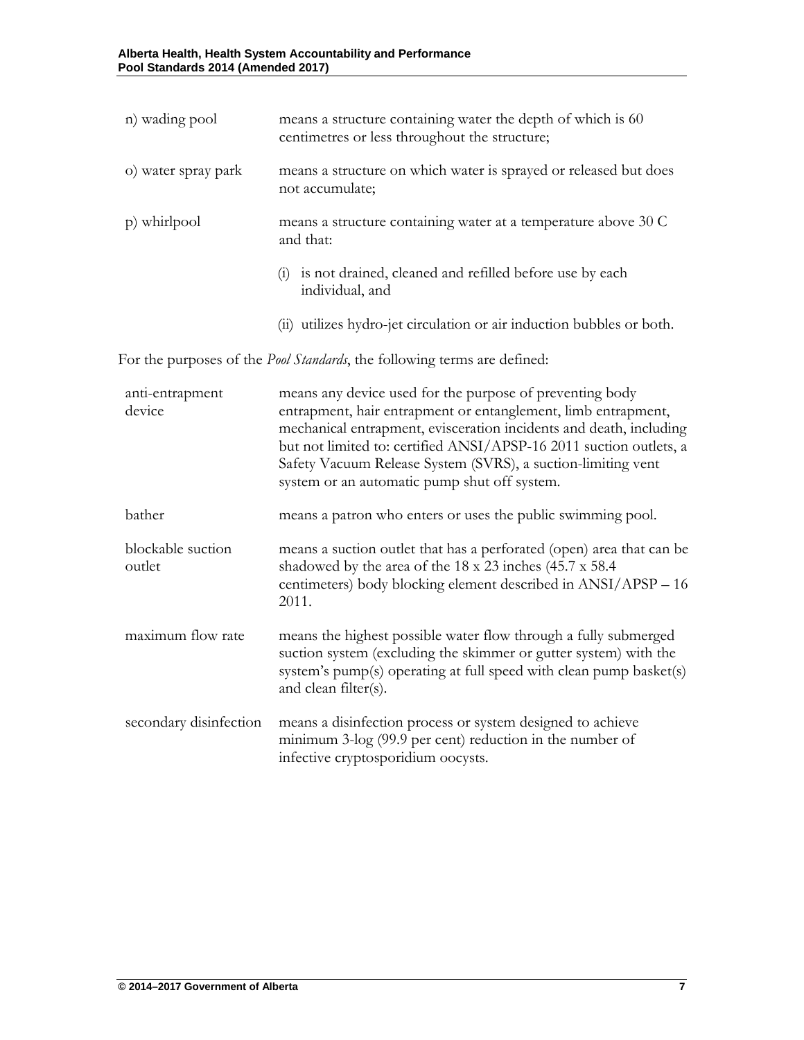| | |
|---|---|
| n) wading pool | means a structure containing water the depth of which is 60 centimetres or less throughout the structure; |
| o) water spray park | means a structure on which water is sprayed or released but does not accumulate; |
| p) whirlpool | means a structure containing water at a temperature above 30 C and that:<br>(i) is not drained, cleaned and refilled before use by each individual, and<br>(ii) utilizes hydro-jet circulation or air induction bubbles or both. |

For the purposes of the *Pool Standards*, the following terms are defined:

| | |
|---|---|
| anti-entrapment device | means any device used for the purpose of preventing body entrapment, hair entrapment or entanglement, limb entrapment, mechanical entrapment, evisceration incidents and death, including but not limited to: certified ANSI/APSP-16 2011 suction outlets, a Safety Vacuum Release System (SVRS), a suction-limiting vent system or an automatic pump shut off system. |
| bather | means a patron who enters or uses the public swimming pool. |
| blockable suction outlet | means a suction outlet that has a perforated (open) area that can be shadowed by the area of the 18 x 23 inches (45.7 x 58.4 centimeters) body blocking element described in ANSI/APSP – 16 2011. |
| maximum flow rate | means the highest possible water flow through a fully submerged suction system (excluding the skimmer or gutter system) with the system's pump(s) operating at full speed with clean pump basket(s) and clean filter(s). |
| secondary disinfection | means a disinfection process or system designed to achieve minimum 3-log (99.9 per cent) reduction in the number of infective cryptosporidium oocysts. |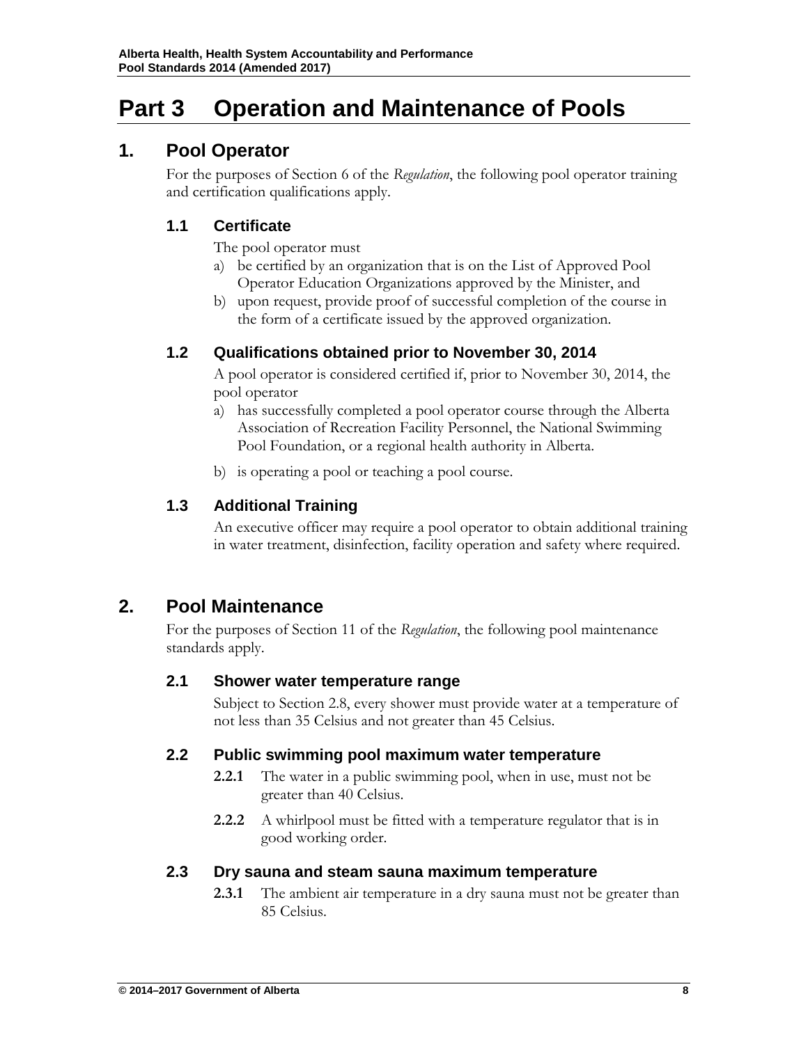# Part 3 Operation and Maintenance of Pools

## 1. Pool Operator

For the purposes of Section 6 of the *Regulation*, the following pool operator training and certification qualifications apply.

### 1.1 Certificate

The pool operator must

a) be certified by an organization that is on the List of Approved Pool Operator Education Organizations approved by the Minister, and
b) upon request, provide proof of successful completion of the course in the form of a certificate issued by the approved organization.

### 1.2 Qualifications obtained prior to November 30, 2014

A pool operator is considered certified if, prior to November 30, 2014, the pool operator

a) has successfully completed a pool operator course through the Alberta Association of Recreation Facility Personnel, the National Swimming Pool Foundation, or a regional health authority in Alberta.
b) is operating a pool or teaching a pool course.

### 1.3 Additional Training

An executive officer may require a pool operator to obtain additional training in water treatment, disinfection, facility operation and safety where required.

## 2. Pool Maintenance

For the purposes of Section 11 of the *Regulation*, the following pool maintenance standards apply.

### 2.1 Shower water temperature range

Subject to Section 2.8, every shower must provide water at a temperature of not less than 35 Celsius and not greater than 45 Celsius.

### 2.2 Public swimming pool maximum water temperature

**2.2.1** The water in a public swimming pool, when in use, must not be greater than 40 Celsius.

**2.2.2** A whirlpool must be fitted with a temperature regulator that is in good working order.

### 2.3 Dry sauna and steam sauna maximum temperature

**2.3.1** The ambient air temperature in a dry sauna must not be greater than 85 Celsius.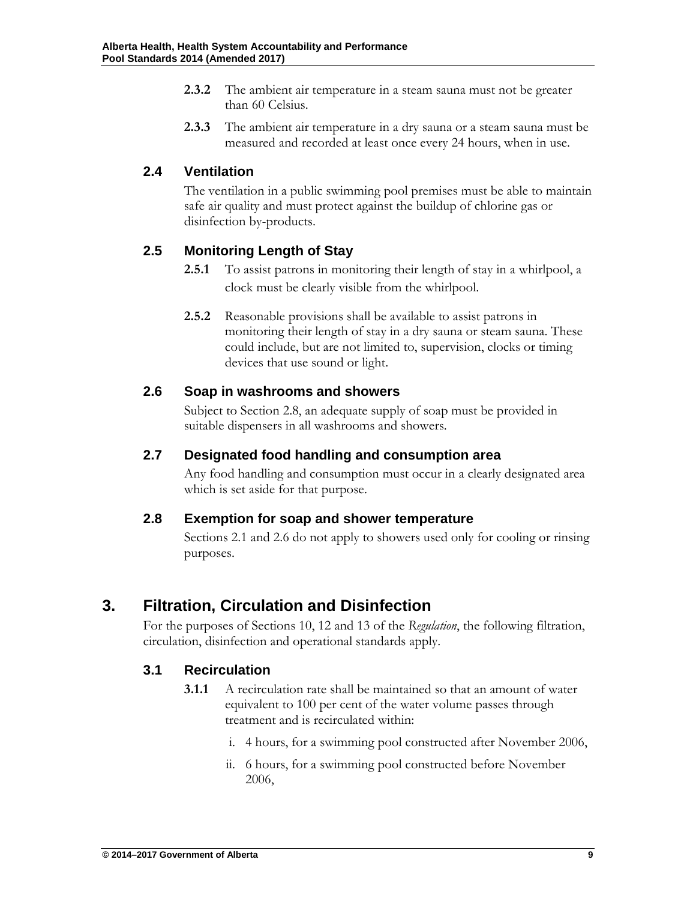**2.3.2** The ambient air temperature in a steam sauna must not be greater than 60 Celsius.

**2.3.3** The ambient air temperature in a dry sauna or a steam sauna must be measured and recorded at least once every 24 hours, when in use.

### 2.4 Ventilation

The ventilation in a public swimming pool premises must be able to maintain safe air quality and must protect against the buildup of chlorine gas or disinfection by-products.

### 2.5 Monitoring Length of Stay

**2.5.1** To assist patrons in monitoring their length of stay in a whirlpool, a clock must be clearly visible from the whirlpool.

**2.5.2** Reasonable provisions shall be available to assist patrons in monitoring their length of stay in a dry sauna or steam sauna. These could include, but are not limited to, supervision, clocks or timing devices that use sound or light.

### 2.6 Soap in washrooms and showers

Subject to Section 2.8, an adequate supply of soap must be provided in suitable dispensers in all washrooms and showers.

### 2.7 Designated food handling and consumption area

Any food handling and consumption must occur in a clearly designated area which is set aside for that purpose.

### 2.8 Exemption for soap and shower temperature

Sections 2.1 and 2.6 do not apply to showers used only for cooling or rinsing purposes.

## 3. Filtration, Circulation and Disinfection

For the purposes of Sections 10, 12 and 13 of the *Regulation*, the following filtration, circulation, disinfection and operational standards apply.

### 3.1 Recirculation

**3.1.1** A recirculation rate shall be maintained so that an amount of water equivalent to 100 per cent of the water volume passes through treatment and is recirculated within:

i. 4 hours, for a swimming pool constructed after November 2006,

ii. 6 hours, for a swimming pool constructed before November 2006,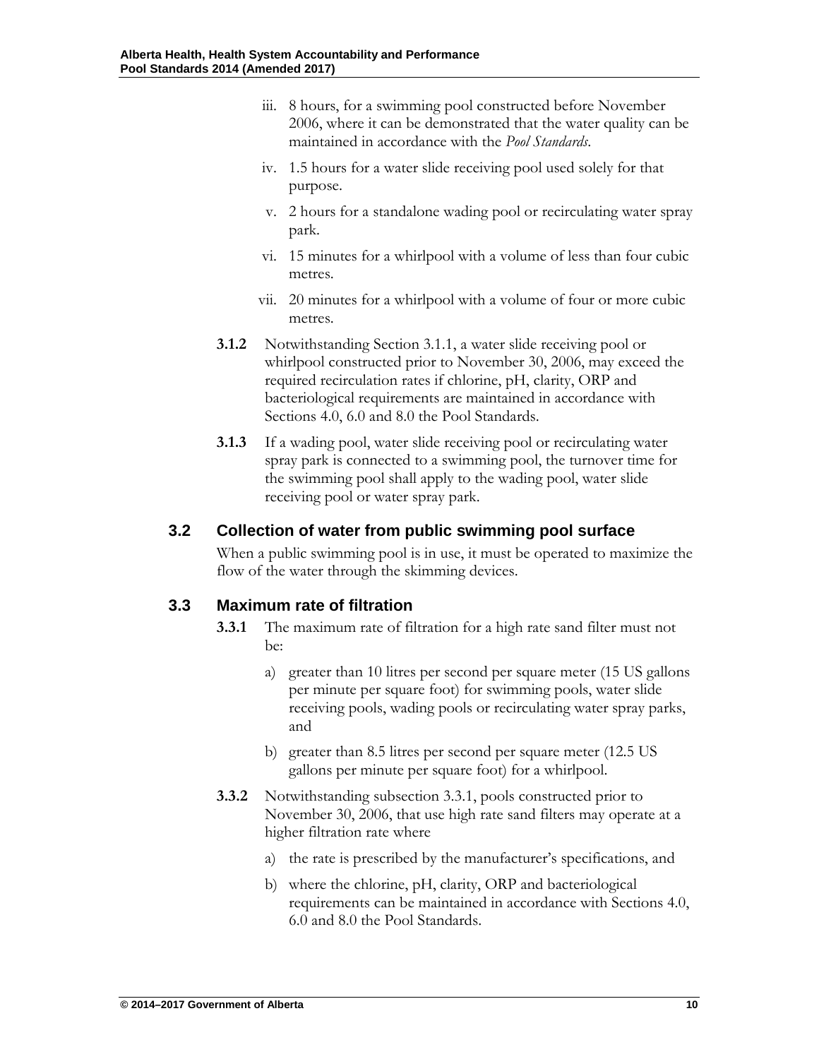iii. 8 hours, for a swimming pool constructed before November 2006, where it can be demonstrated that the water quality can be maintained in accordance with the *Pool Standards*.

iv. 1.5 hours for a water slide receiving pool used solely for that purpose.

v. 2 hours for a standalone wading pool or recirculating water spray park.

vi. 15 minutes for a whirlpool with a volume of less than four cubic metres.

vii. 20 minutes for a whirlpool with a volume of four or more cubic metres.

**3.1.2** Notwithstanding Section 3.1.1, a water slide receiving pool or whirlpool constructed prior to November 30, 2006, may exceed the required recirculation rates if chlorine, pH, clarity, ORP and bacteriological requirements are maintained in accordance with Sections 4.0, 6.0 and 8.0 the Pool Standards.

**3.1.3** If a wading pool, water slide receiving pool or recirculating water spray park is connected to a swimming pool, the turnover time for the swimming pool shall apply to the wading pool, water slide receiving pool or water spray park.

## 3.2 Collection of water from public swimming pool surface

When a public swimming pool is in use, it must be operated to maximize the flow of the water through the skimming devices.

## 3.3 Maximum rate of filtration

**3.3.1** The maximum rate of filtration for a high rate sand filter must not be:

a) greater than 10 litres per second per square meter (15 US gallons per minute per square foot) for swimming pools, water slide receiving pools, wading pools or recirculating water spray parks, and

b) greater than 8.5 litres per second per square meter (12.5 US gallons per minute per square foot) for a whirlpool.

**3.3.2** Notwithstanding subsection 3.3.1, pools constructed prior to November 30, 2006, that use high rate sand filters may operate at a higher filtration rate where

a) the rate is prescribed by the manufacturer's specifications, and

b) where the chlorine, pH, clarity, ORP and bacteriological requirements can be maintained in accordance with Sections 4.0, 6.0 and 8.0 the Pool Standards.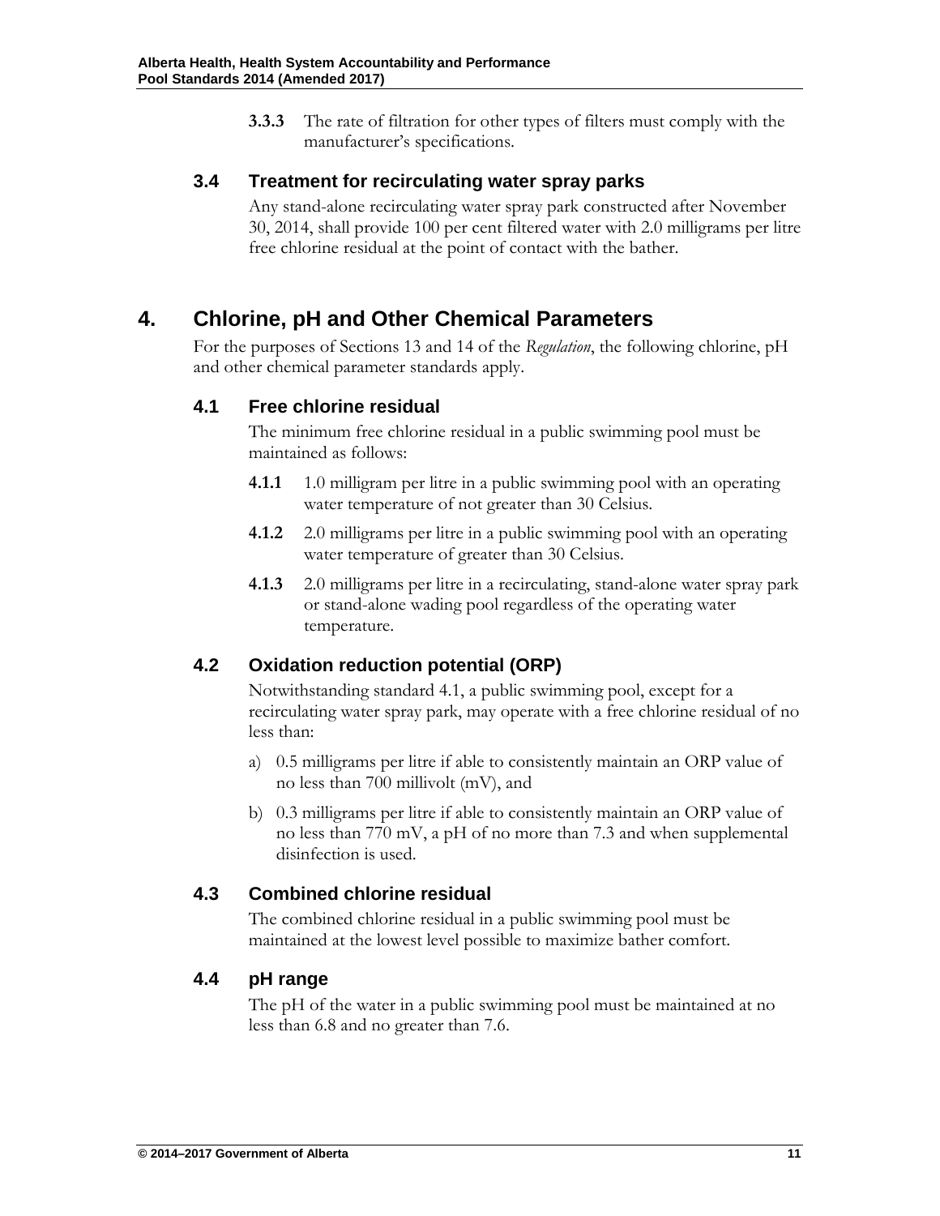**3.3.3** The rate of filtration for other types of filters must comply with the manufacturer's specifications.

### 3.4 Treatment for recirculating water spray parks

Any stand-alone recirculating water spray park constructed after November 30, 2014, shall provide 100 per cent filtered water with 2.0 milligrams per litre free chlorine residual at the point of contact with the bather.

## 4. Chlorine, pH and Other Chemical Parameters

For the purposes of Sections 13 and 14 of the *Regulation*, the following chlorine, pH and other chemical parameter standards apply.

### 4.1 Free chlorine residual

The minimum free chlorine residual in a public swimming pool must be maintained as follows:

**4.1.1** 1.0 milligram per litre in a public swimming pool with an operating water temperature of not greater than 30 Celsius.

**4.1.2** 2.0 milligrams per litre in a public swimming pool with an operating water temperature of greater than 30 Celsius.

**4.1.3** 2.0 milligrams per litre in a recirculating, stand-alone water spray park or stand-alone wading pool regardless of the operating water temperature.

### 4.2 Oxidation reduction potential (ORP)

Notwithstanding standard 4.1, a public swimming pool, except for a recirculating water spray park, may operate with a free chlorine residual of no less than:

a) 0.5 milligrams per litre if able to consistently maintain an ORP value of no less than 700 millivolt (mV), and

b) 0.3 milligrams per litre if able to consistently maintain an ORP value of no less than 770 mV, a pH of no more than 7.3 and when supplemental disinfection is used.

### 4.3 Combined chlorine residual

The combined chlorine residual in a public swimming pool must be maintained at the lowest level possible to maximize bather comfort.

### 4.4 pH range

The pH of the water in a public swimming pool must be maintained at no less than 6.8 and no greater than 7.6.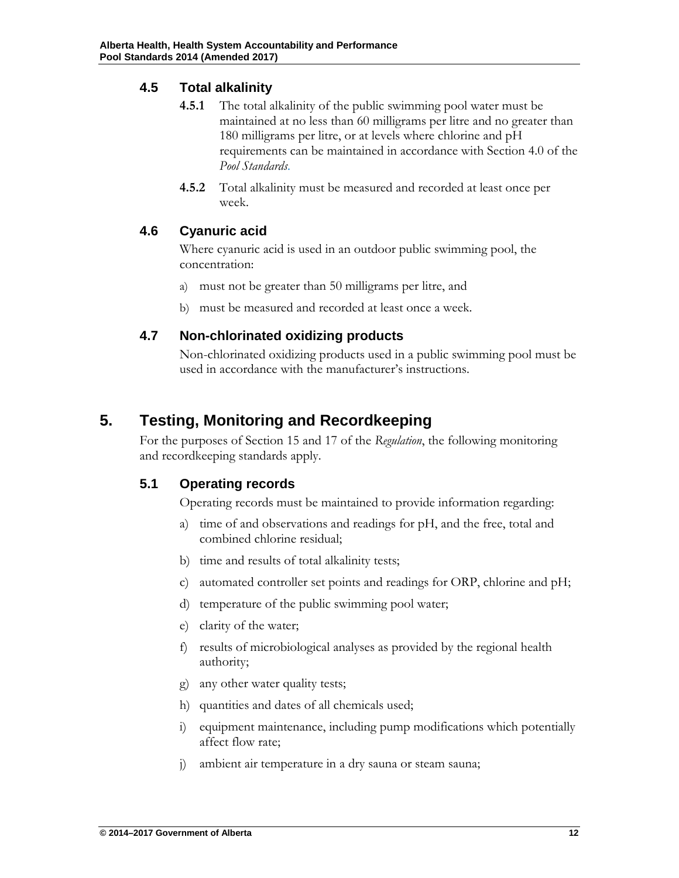### 4.5 Total alkalinity

**4.5.1** The total alkalinity of the public swimming pool water must be maintained at no less than 60 milligrams per litre and no greater than 180 milligrams per litre, or at levels where chlorine and pH requirements can be maintained in accordance with Section 4.0 of the *Pool Standards*.

**4.5.2** Total alkalinity must be measured and recorded at least once per week.

### 4.6 Cyanuric acid

Where cyanuric acid is used in an outdoor public swimming pool, the concentration:

a) must not be greater than 50 milligrams per litre, and

b) must be measured and recorded at least once a week.

### 4.7 Non-chlorinated oxidizing products

Non-chlorinated oxidizing products used in a public swimming pool must be used in accordance with the manufacturer's instructions.

## 5. Testing, Monitoring and Recordkeeping

For the purposes of Section 15 and 17 of the *Regulation*, the following monitoring and recordkeeping standards apply.

### 5.1 Operating records

Operating records must be maintained to provide information regarding:

a) time of and observations and readings for pH, and the free, total and combined chlorine residual;

b) time and results of total alkalinity tests;

c) automated controller set points and readings for ORP, chlorine and pH;

d) temperature of the public swimming pool water;

e) clarity of the water;

f) results of microbiological analyses as provided by the regional health authority;

g) any other water quality tests;

h) quantities and dates of all chemicals used;

i) equipment maintenance, including pump modifications which potentially affect flow rate;

j) ambient air temperature in a dry sauna or steam sauna;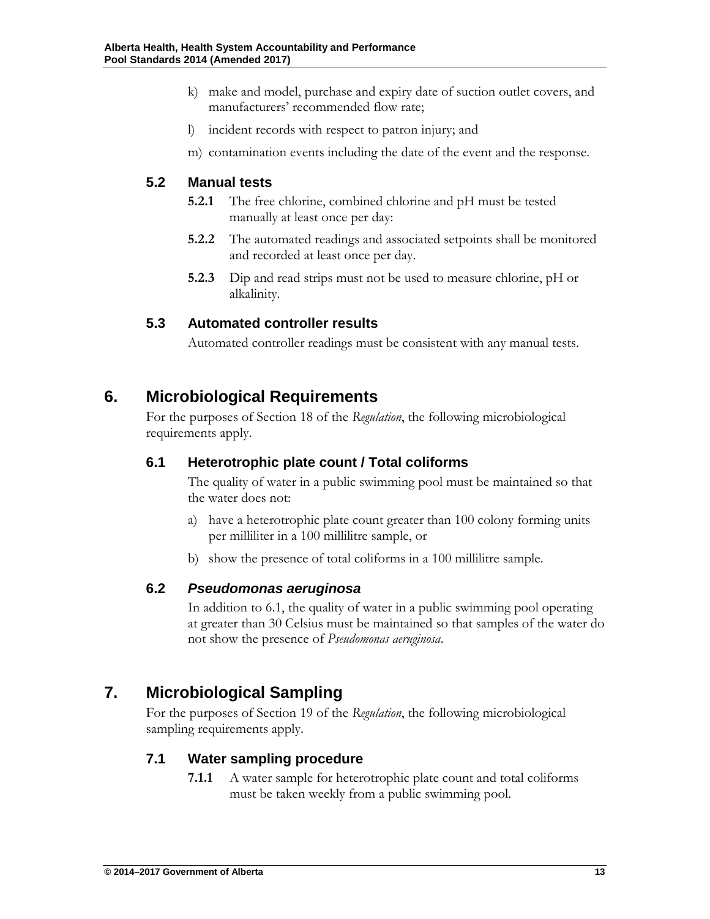k) make and model, purchase and expiry date of suction outlet covers, and manufacturers' recommended flow rate;

l) incident records with respect to patron injury; and

m) contamination events including the date of the event and the response.

### 5.2 Manual tests

**5.2.1** The free chlorine, combined chlorine and pH must be tested manually at least once per day:

**5.2.2** The automated readings and associated setpoints shall be monitored and recorded at least once per day.

**5.2.3** Dip and read strips must not be used to measure chlorine, pH or alkalinity.

### 5.3 Automated controller results

Automated controller readings must be consistent with any manual tests.

## 6. Microbiological Requirements

For the purposes of Section 18 of the *Regulation*, the following microbiological requirements apply.

### 6.1 Heterotrophic plate count / Total coliforms

The quality of water in a public swimming pool must be maintained so that the water does not:

a) have a heterotrophic plate count greater than 100 colony forming units per milliliter in a 100 millilitre sample, or

b) show the presence of total coliforms in a 100 millilitre sample.

### 6.2 *Pseudomonas aeruginosa*

In addition to 6.1, the quality of water in a public swimming pool operating at greater than 30 Celsius must be maintained so that samples of the water do not show the presence of *Pseudomonas aeruginosa*.

## 7. Microbiological Sampling

For the purposes of Section 19 of the *Regulation*, the following microbiological sampling requirements apply.

### 7.1 Water sampling procedure

**7.1.1** A water sample for heterotrophic plate count and total coliforms must be taken weekly from a public swimming pool.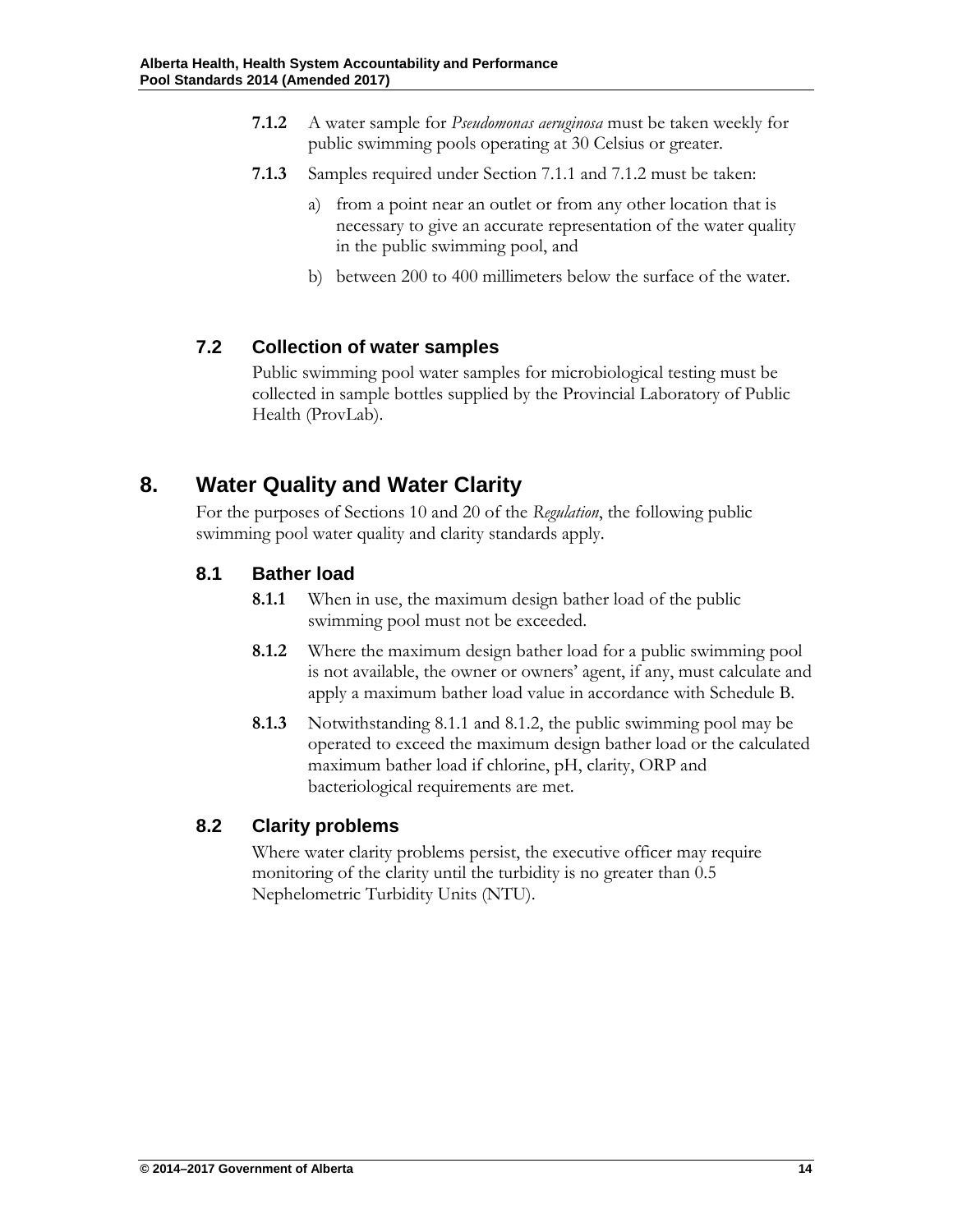**7.1.2** A water sample for *Pseudomonas aeruginosa* must be taken weekly for public swimming pools operating at 30 Celsius or greater.

**7.1.3** Samples required under Section 7.1.1 and 7.1.2 must be taken:

a) from a point near an outlet or from any other location that is necessary to give an accurate representation of the water quality in the public swimming pool, and

b) between 200 to 400 millimeters below the surface of the water.

### 7.2 Collection of water samples

Public swimming pool water samples for microbiological testing must be collected in sample bottles supplied by the Provincial Laboratory of Public Health (ProvLab).

## 8. Water Quality and Water Clarity

For the purposes of Sections 10 and 20 of the *Regulation*, the following public swimming pool water quality and clarity standards apply.

### 8.1 Bather load

**8.1.1** When in use, the maximum design bather load of the public swimming pool must not be exceeded.

**8.1.2** Where the maximum design bather load for a public swimming pool is not available, the owner or owners' agent, if any, must calculate and apply a maximum bather load value in accordance with Schedule B.

**8.1.3** Notwithstanding 8.1.1 and 8.1.2, the public swimming pool may be operated to exceed the maximum design bather load or the calculated maximum bather load if chlorine, pH, clarity, ORP and bacteriological requirements are met.

### 8.2 Clarity problems

Where water clarity problems persist, the executive officer may require monitoring of the clarity until the turbidity is no greater than 0.5 Nephelometric Turbidity Units (NTU).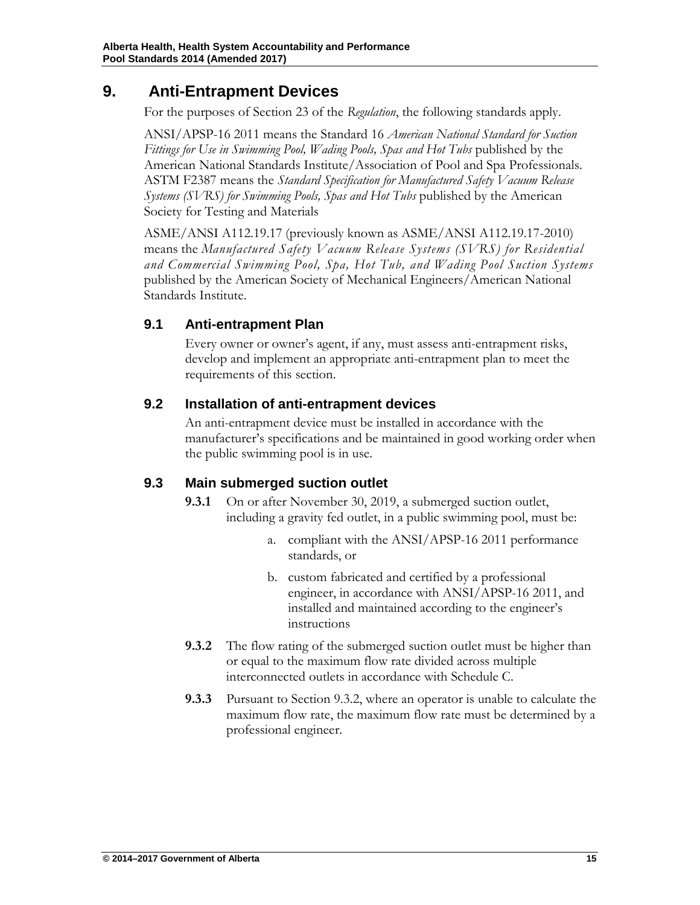# 9. Anti-Entrapment Devices

For the purposes of Section 23 of the *Regulation*, the following standards apply.

ANSI/APSP-16 2011 means the Standard 16 *American National Standard for Suction Fittings for Use in Swimming Pool, Wading Pools, Spas and Hot Tubs* published by the American National Standards Institute/Association of Pool and Spa Professionals. ASTM F2387 means the *Standard Specification for Manufactured Safety Vacuum Release Systems (SVRS) for Swimming Pools, Spas and Hot Tubs* published by the American Society for Testing and Materials

ASME/ANSI A112.19.17 (previously known as ASME/ANSI A112.19.17-2010) means the *Manufactured Safety Vacuum Release Systems (SVRS) for Residential and Commercial Swimming Pool, Spa, Hot Tub, and Wading Pool Suction Systems* published by the American Society of Mechanical Engineers/American National Standards Institute.

## 9.1 Anti-entrapment Plan

Every owner or owner's agent, if any, must assess anti-entrapment risks, develop and implement an appropriate anti-entrapment plan to meet the requirements of this section.

## 9.2 Installation of anti-entrapment devices

An anti-entrapment device must be installed in accordance with the manufacturer's specifications and be maintained in good working order when the public swimming pool is in use.

## 9.3 Main submerged suction outlet

**9.3.1** On or after November 30, 2019, a submerged suction outlet, including a gravity fed outlet, in a public swimming pool, must be:

a. compliant with the ANSI/APSP-16 2011 performance standards, or

b. custom fabricated and certified by a professional engineer, in accordance with ANSI/APSP-16 2011, and installed and maintained according to the engineer's instructions

**9.3.2** The flow rating of the submerged suction outlet must be higher than or equal to the maximum flow rate divided across multiple interconnected outlets in accordance with Schedule C.

**9.3.3** Pursuant to Section 9.3.2, where an operator is unable to calculate the maximum flow rate, the maximum flow rate must be determined by a professional engineer.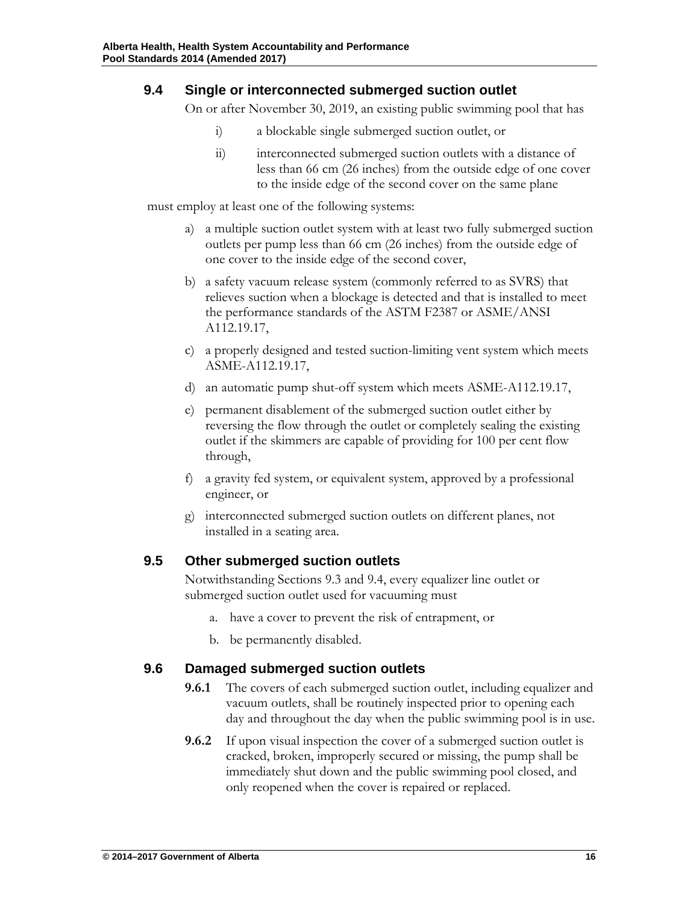## 9.4 Single or interconnected submerged suction outlet

On or after November 30, 2019, an existing public swimming pool that has

- i) a blockable single submerged suction outlet, or
- ii) interconnected submerged suction outlets with a distance of less than 66 cm (26 inches) from the outside edge of one cover to the inside edge of the second cover on the same plane

must employ at least one of the following systems:

- a) a multiple suction outlet system with at least two fully submerged suction outlets per pump less than 66 cm (26 inches) from the outside edge of one cover to the inside edge of the second cover,
- b) a safety vacuum release system (commonly referred to as SVRS) that relieves suction when a blockage is detected and that is installed to meet the performance standards of the ASTM F2387 or ASME/ANSI A112.19.17,
- c) a properly designed and tested suction-limiting vent system which meets ASME-A112.19.17,
- d) an automatic pump shut-off system which meets ASME-A112.19.17,
- e) permanent disablement of the submerged suction outlet either by reversing the flow through the outlet or completely sealing the existing outlet if the skimmers are capable of providing for 100 per cent flow through,
- f) a gravity fed system, or equivalent system, approved by a professional engineer, or
- g) interconnected submerged suction outlets on different planes, not installed in a seating area.

## 9.5 Other submerged suction outlets

Notwithstanding Sections 9.3 and 9.4, every equalizer line outlet or submerged suction outlet used for vacuuming must

- a. have a cover to prevent the risk of entrapment, or
- b. be permanently disabled.

## 9.6 Damaged submerged suction outlets

**9.6.1** The covers of each submerged suction outlet, including equalizer and vacuum outlets, shall be routinely inspected prior to opening each day and throughout the day when the public swimming pool is in use.

**9.6.2** If upon visual inspection the cover of a submerged suction outlet is cracked, broken, improperly secured or missing, the pump shall be immediately shut down and the public swimming pool closed, and only reopened when the cover is repaired or replaced.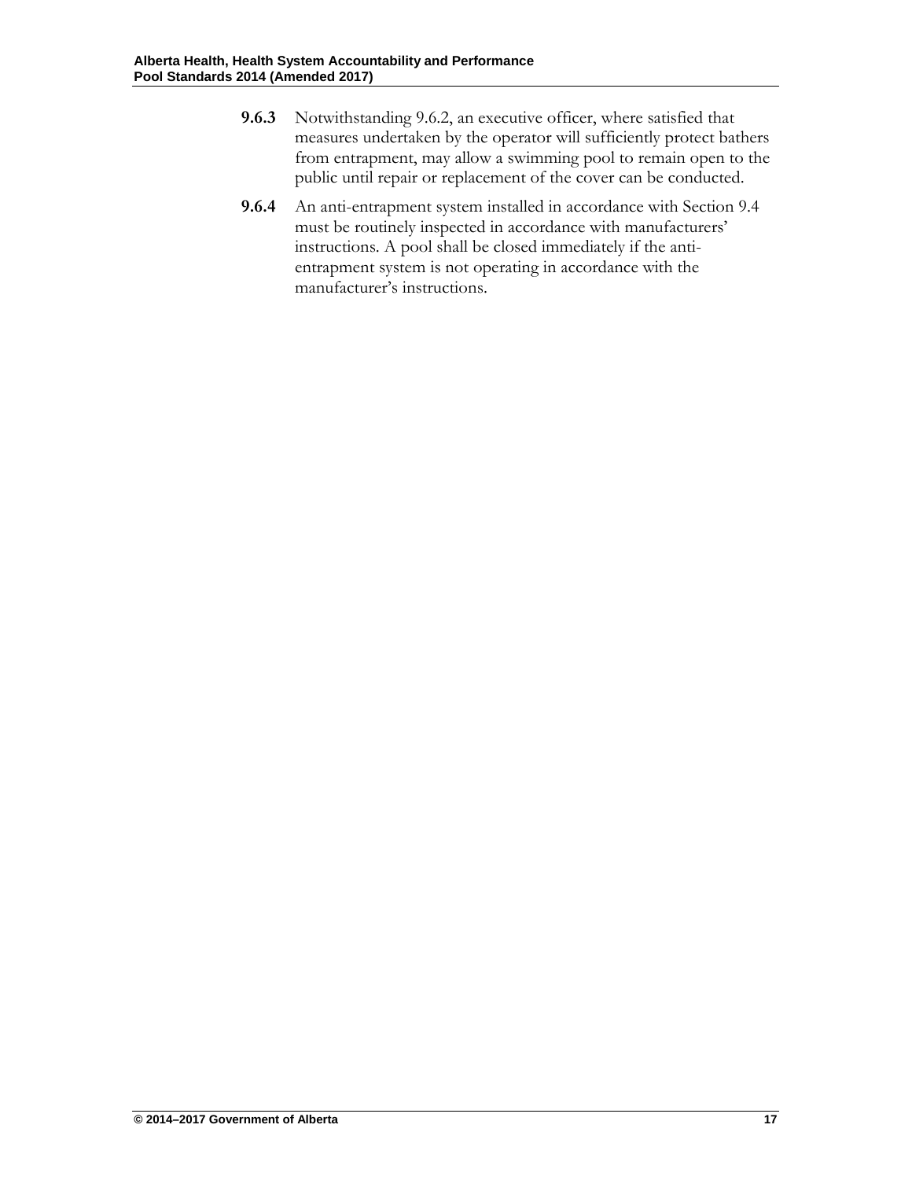**9.6.3** Notwithstanding 9.6.2, an executive officer, where satisfied that measures undertaken by the operator will sufficiently protect bathers from entrapment, may allow a swimming pool to remain open to the public until repair or replacement of the cover can be conducted.

**9.6.4** An anti-entrapment system installed in accordance with Section 9.4 must be routinely inspected in accordance with manufacturers' instructions. A pool shall be closed immediately if the anti-entrapment system is not operating in accordance with the manufacturer's instructions.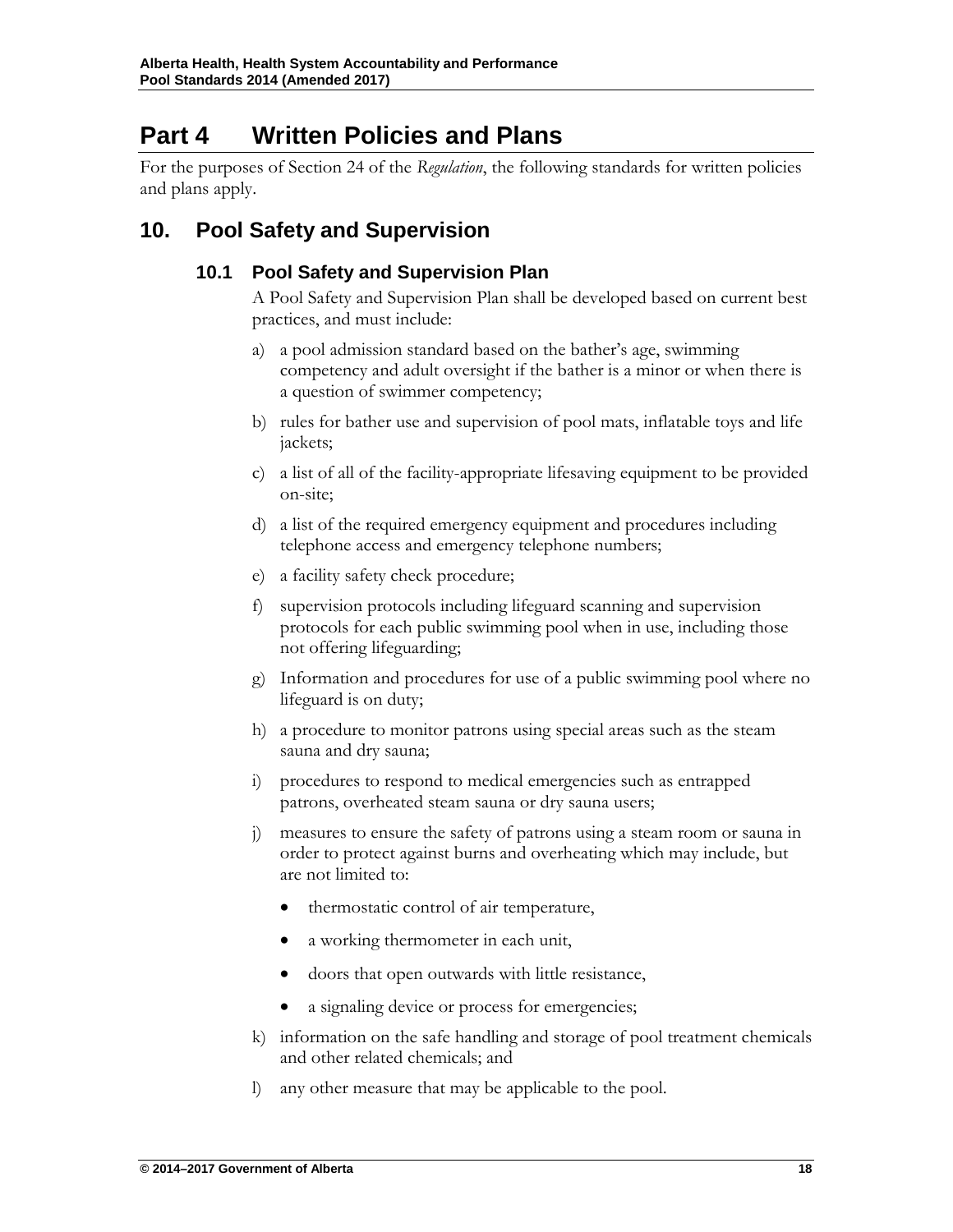# Part 4 Written Policies and Plans

For the purposes of Section 24 of the *Regulation*, the following standards for written policies and plans apply.

## 10. Pool Safety and Supervision

### 10.1 Pool Safety and Supervision Plan

A Pool Safety and Supervision Plan shall be developed based on current best practices, and must include:

a) a pool admission standard based on the bather's age, swimming competency and adult oversight if the bather is a minor or when there is a question of swimmer competency;

b) rules for bather use and supervision of pool mats, inflatable toys and life jackets;

c) a list of all of the facility-appropriate lifesaving equipment to be provided on-site;

d) a list of the required emergency equipment and procedures including telephone access and emergency telephone numbers;

e) a facility safety check procedure;

f) supervision protocols including lifeguard scanning and supervision protocols for each public swimming pool when in use, including those not offering lifeguarding;

g) Information and procedures for use of a public swimming pool where no lifeguard is on duty;

h) a procedure to monitor patrons using special areas such as the steam sauna and dry sauna;

i) procedures to respond to medical emergencies such as entrapped patrons, overheated steam sauna or dry sauna users;

j) measures to ensure the safety of patrons using a steam room or sauna in order to protect against burns and overheating which may include, but are not limited to:

- thermostatic control of air temperature,
- a working thermometer in each unit,
- doors that open outwards with little resistance,
- a signaling device or process for emergencies;

k) information on the safe handling and storage of pool treatment chemicals and other related chemicals; and

l) any other measure that may be applicable to the pool.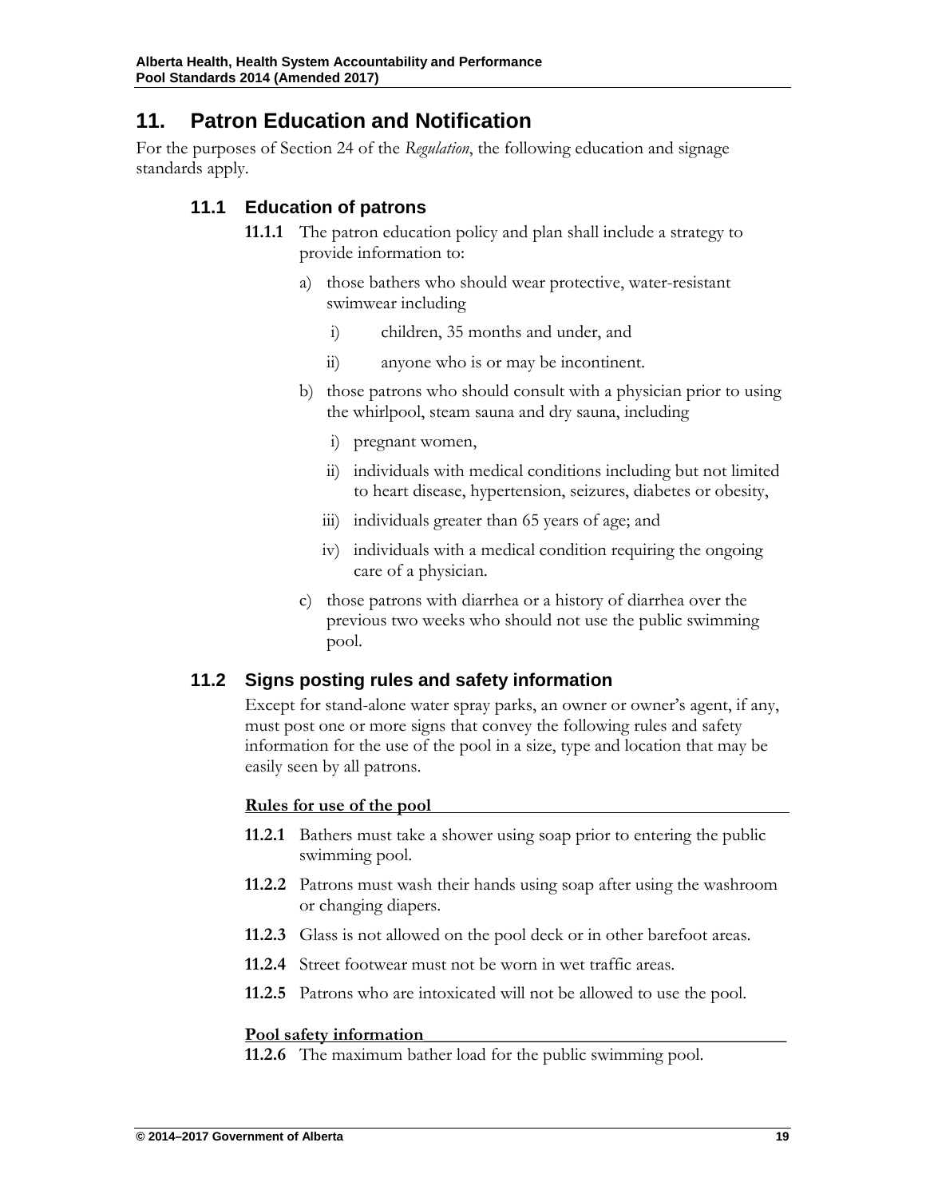## 11. Patron Education and Notification

For the purposes of Section 24 of the *Regulation*, the following education and signage standards apply.

### 11.1 Education of patrons

**11.1.1** The patron education policy and plan shall include a strategy to provide information to:

a) those bathers who should wear protective, water-resistant swimwear including

   i) children, 35 months and under, and

   ii) anyone who is or may be incontinent.

b) those patrons who should consult with a physician prior to using the whirlpool, steam sauna and dry sauna, including

   i) pregnant women,

   ii) individuals with medical conditions including but not limited to heart disease, hypertension, seizures, diabetes or obesity,

   iii) individuals greater than 65 years of age; and

   iv) individuals with a medical condition requiring the ongoing care of a physician.

c) those patrons with diarrhea or a history of diarrhea over the previous two weeks who should not use the public swimming pool.

### 11.2 Signs posting rules and safety information

Except for stand-alone water spray parks, an owner or owner's agent, if any, must post one or more signs that convey the following rules and safety information for the use of the pool in a size, type and location that may be easily seen by all patrons.

**Rules for use of the pool**

**11.2.1** Bathers must take a shower using soap prior to entering the public swimming pool.

**11.2.2** Patrons must wash their hands using soap after using the washroom or changing diapers.

**11.2.3** Glass is not allowed on the pool deck or in other barefoot areas.

**11.2.4** Street footwear must not be worn in wet traffic areas.

**11.2.5** Patrons who are intoxicated will not be allowed to use the pool.

**Pool safety information**

**11.2.6** The maximum bather load for the public swimming pool.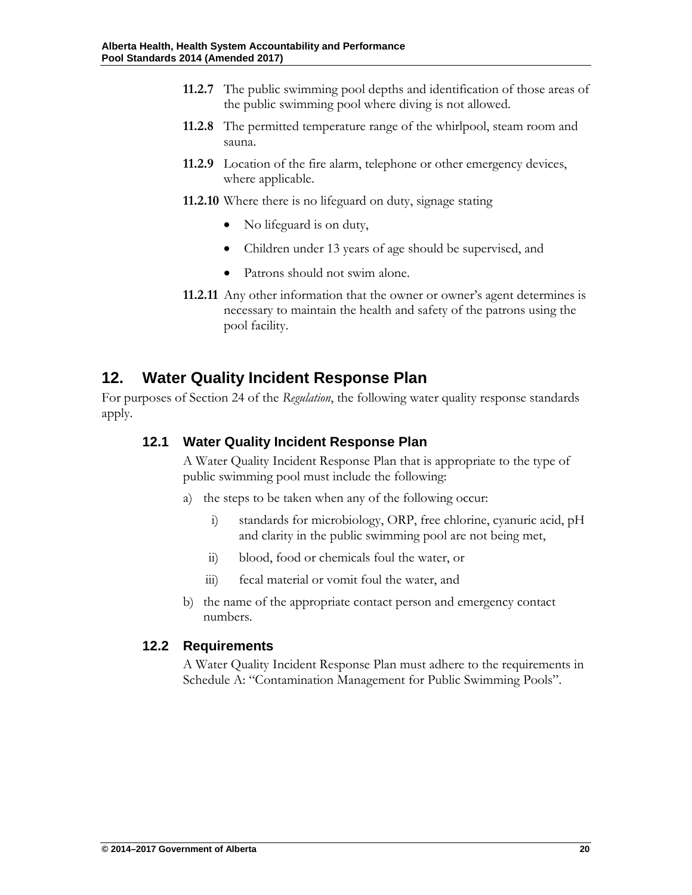**11.2.7** The public swimming pool depths and identification of those areas of the public swimming pool where diving is not allowed.

**11.2.8** The permitted temperature range of the whirlpool, steam room and sauna.

**11.2.9** Location of the fire alarm, telephone or other emergency devices, where applicable.

**11.2.10** Where there is no lifeguard on duty, signage stating

- No lifeguard is on duty,
- Children under 13 years of age should be supervised, and
- Patrons should not swim alone.

**11.2.11** Any other information that the owner or owner's agent determines is necessary to maintain the health and safety of the patrons using the pool facility.

## 12. Water Quality Incident Response Plan

For purposes of Section 24 of the *Regulation*, the following water quality response standards apply.

### 12.1 Water Quality Incident Response Plan

A Water Quality Incident Response Plan that is appropriate to the type of public swimming pool must include the following:

a) the steps to be taken when any of the following occur:

   i) standards for microbiology, ORP, free chlorine, cyanuric acid, pH and clarity in the public swimming pool are not being met,

   ii) blood, food or chemicals foul the water, or

   iii) fecal material or vomit foul the water, and

b) the name of the appropriate contact person and emergency contact numbers.

### 12.2 Requirements

A Water Quality Incident Response Plan must adhere to the requirements in Schedule A: "Contamination Management for Public Swimming Pools".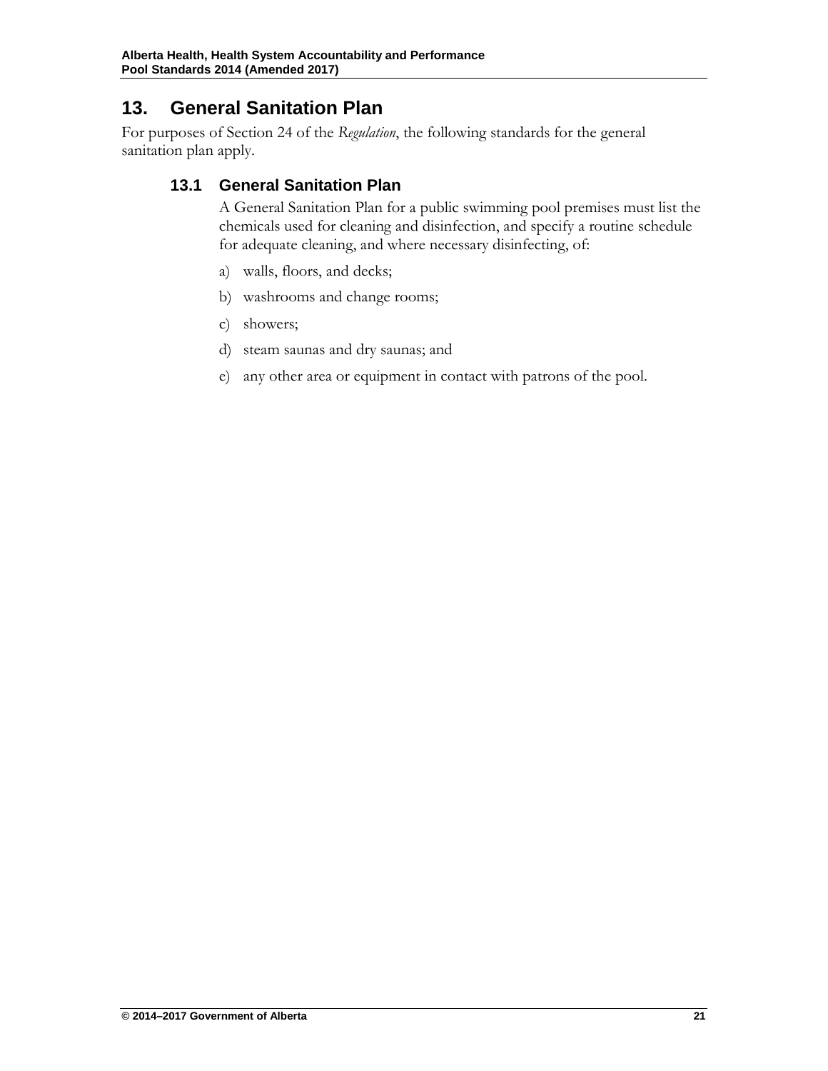## 13. General Sanitation Plan

For purposes of Section 24 of the *Regulation*, the following standards for the general sanitation plan apply.

### 13.1 General Sanitation Plan

A General Sanitation Plan for a public swimming pool premises must list the chemicals used for cleaning and disinfection, and specify a routine schedule for adequate cleaning, and where necessary disinfecting, of:

a) walls, floors, and decks;

b) washrooms and change rooms;

c) showers;

d) steam saunas and dry saunas; and

e) any other area or equipment in contact with patrons of the pool.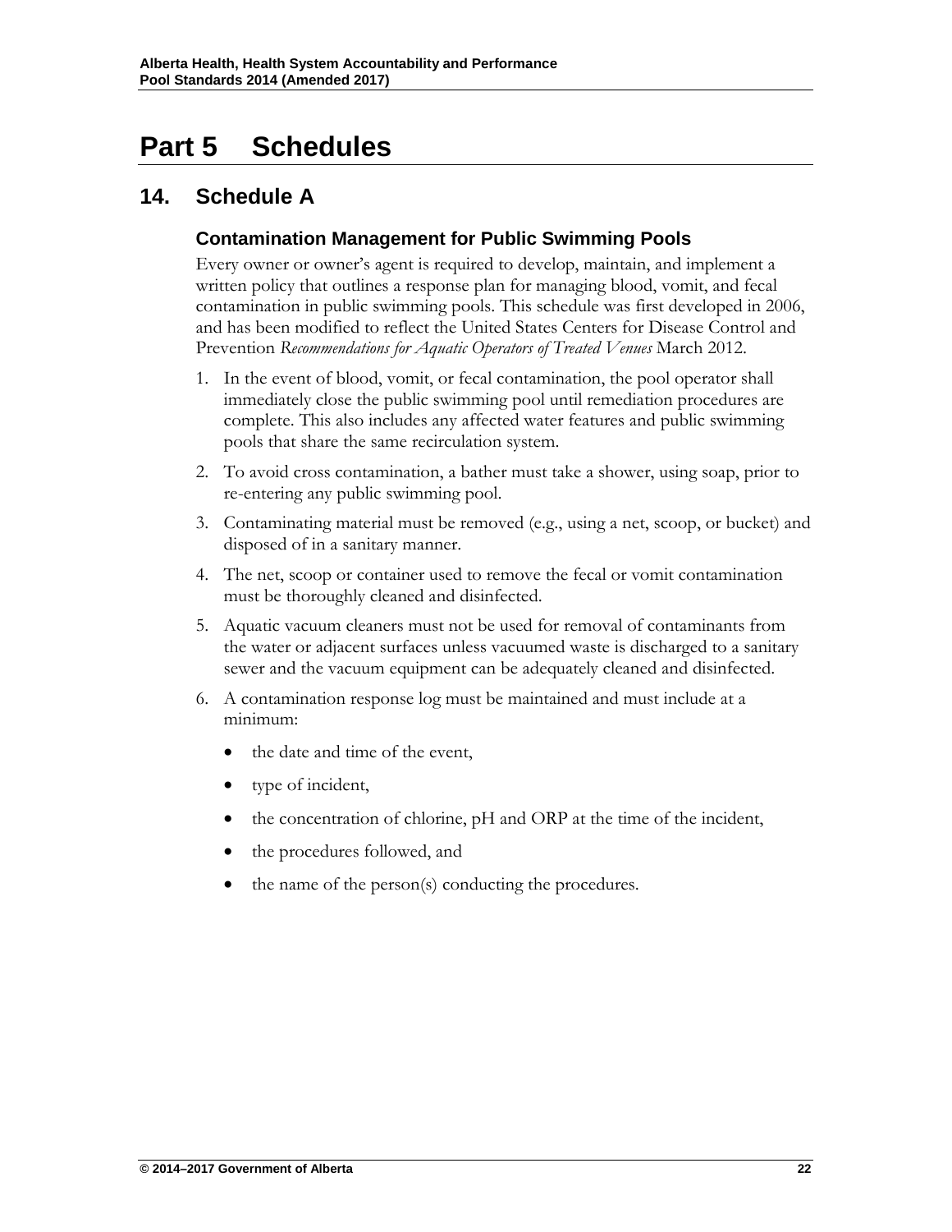# Part 5 Schedules

## 14. Schedule A

### Contamination Management for Public Swimming Pools

Every owner or owner's agent is required to develop, maintain, and implement a written policy that outlines a response plan for managing blood, vomit, and fecal contamination in public swimming pools. This schedule was first developed in 2006, and has been modified to reflect the United States Centers for Disease Control and Prevention *Recommendations for Aquatic Operators of Treated Venues* March 2012.

1. In the event of blood, vomit, or fecal contamination, the pool operator shall immediately close the public swimming pool until remediation procedures are complete. This also includes any affected water features and public swimming pools that share the same recirculation system.
2. To avoid cross contamination, a bather must take a shower, using soap, prior to re-entering any public swimming pool.
3. Contaminating material must be removed (e.g., using a net, scoop, or bucket) and disposed of in a sanitary manner.
4. The net, scoop or container used to remove the fecal or vomit contamination must be thoroughly cleaned and disinfected.
5. Aquatic vacuum cleaners must not be used for removal of contaminants from the water or adjacent surfaces unless vacuumed waste is discharged to a sanitary sewer and the vacuum equipment can be adequately cleaned and disinfected.
6. A contamination response log must be maintained and must include at a minimum:
   - the date and time of the event,
   - type of incident,
   - the concentration of chlorine, pH and ORP at the time of the incident,
   - the procedures followed, and
   - the name of the person(s) conducting the procedures.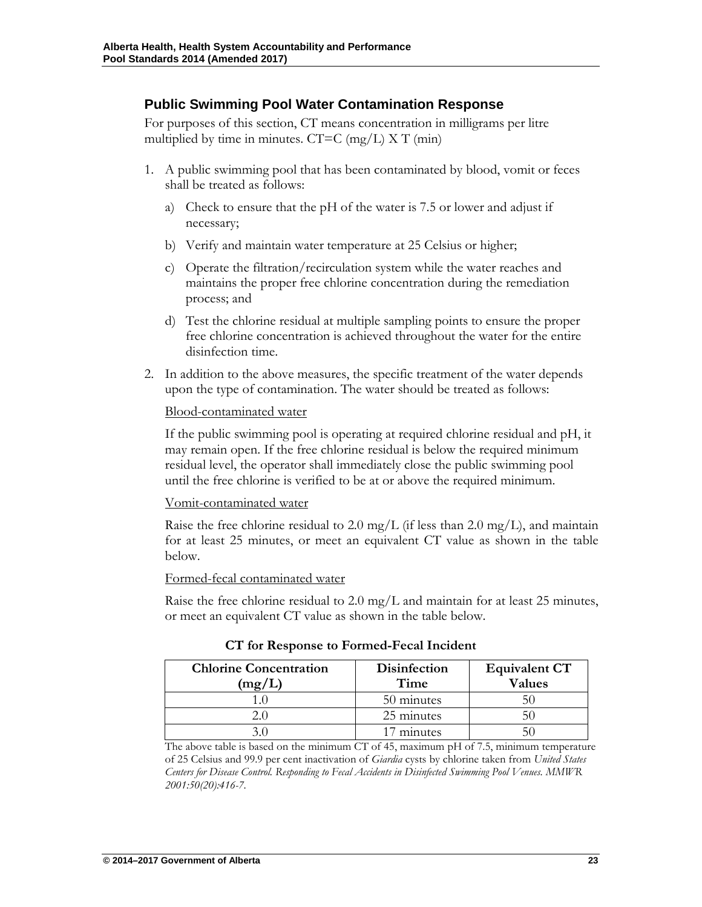## Public Swimming Pool Water Contamination Response

For purposes of this section, CT means concentration in milligrams per litre multiplied by time in minutes. CT=C (mg/L) X T (min)

1. A public swimming pool that has been contaminated by blood, vomit or feces shall be treated as follows:

   a) Check to ensure that the pH of the water is 7.5 or lower and adjust if necessary;

   b) Verify and maintain water temperature at 25 Celsius or higher;

   c) Operate the filtration/recirculation system while the water reaches and maintains the proper free chlorine concentration during the remediation process; and

   d) Test the chlorine residual at multiple sampling points to ensure the proper free chlorine concentration is achieved throughout the water for the entire disinfection time.

2. In addition to the above measures, the specific treatment of the water depends upon the type of contamination. The water should be treated as follows:

   Blood-contaminated water

   If the public swimming pool is operating at required chlorine residual and pH, it may remain open. If the free chlorine residual is below the required minimum residual level, the operator shall immediately close the public swimming pool until the free chlorine is verified to be at or above the required minimum.

   Vomit-contaminated water

   Raise the free chlorine residual to 2.0 mg/L (if less than 2.0 mg/L), and maintain for at least 25 minutes, or meet an equivalent CT value as shown in the table below.

   Formed-fecal contaminated water

   Raise the free chlorine residual to 2.0 mg/L and maintain for at least 25 minutes, or meet an equivalent CT value as shown in the table below.

**CT for Response to Formed-Fecal Incident**

| Chlorine Concentration (mg/L) | Disinfection Time | Equivalent CT Values |
|---|---|---|
| 1.0 | 50 minutes | 50 |
| 2.0 | 25 minutes | 50 |
| 3.0 | 17 minutes | 50 |

The above table is based on the minimum CT of 45, maximum pH of 7.5, minimum temperature of 25 Celsius and 99.9 per cent inactivation of *Giardia* cysts by chlorine taken from *United States Centers for Disease Control. Responding to Fecal Accidents in Disinfected Swimming Pool Venues. MMWR 2001:50(20):416-7.*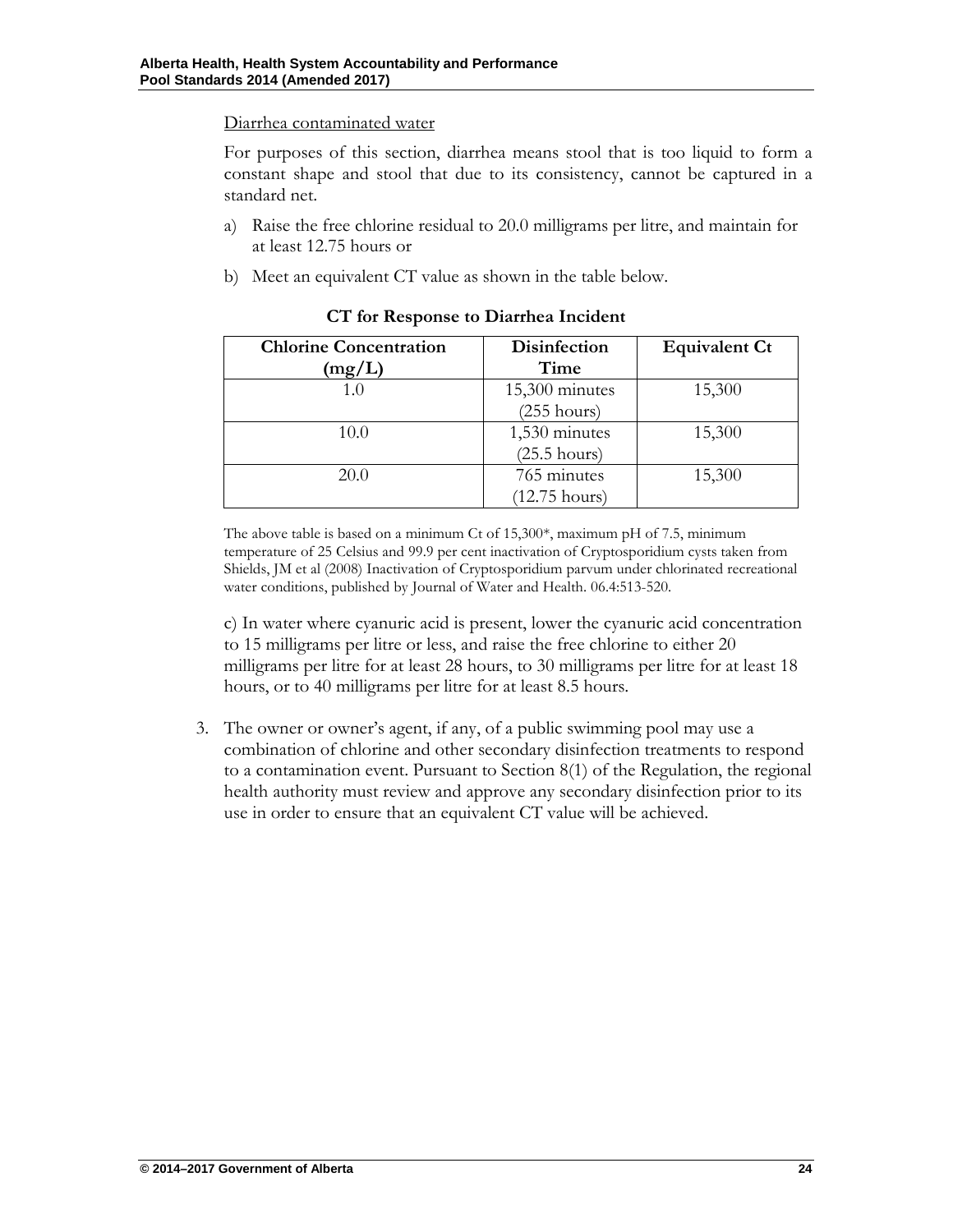Diarrhea contaminated water

For purposes of this section, diarrhea means stool that is too liquid to form a constant shape and stool that due to its consistency, cannot be captured in a standard net.

a) Raise the free chlorine residual to 20.0 milligrams per litre, and maintain for at least 12.75 hours or

b) Meet an equivalent CT value as shown in the table below.

**CT for Response to Diarrhea Incident**

| Chlorine Concentration (mg/L) | Disinfection Time | Equivalent Ct |
|---|---|---|
| 1.0 | 15,300 minutes (255 hours) | 15,300 |
| 10.0 | 1,530 minutes (25.5 hours) | 15,300 |
| 20.0 | 765 minutes (12.75 hours) | 15,300 |

The above table is based on a minimum Ct of 15,300*, maximum pH of 7.5, minimum temperature of 25 Celsius and 99.9 per cent inactivation of Cryptosporidium cysts taken from Shields, JM et al (2008) Inactivation of Cryptosporidium parvum under chlorinated recreational water conditions, published by Journal of Water and Health. 06.4:513-520.

c) In water where cyanuric acid is present, lower the cyanuric acid concentration to 15 milligrams per litre or less, and raise the free chlorine to either 20 milligrams per litre for at least 28 hours, to 30 milligrams per litre for at least 18 hours, or to 40 milligrams per litre for at least 8.5 hours.

3. The owner or owner's agent, if any, of a public swimming pool may use a combination of chlorine and other secondary disinfection treatments to respond to a contamination event. Pursuant to Section 8(1) of the Regulation, the regional health authority must review and approve any secondary disinfection prior to its use in order to ensure that an equivalent CT value will be achieved.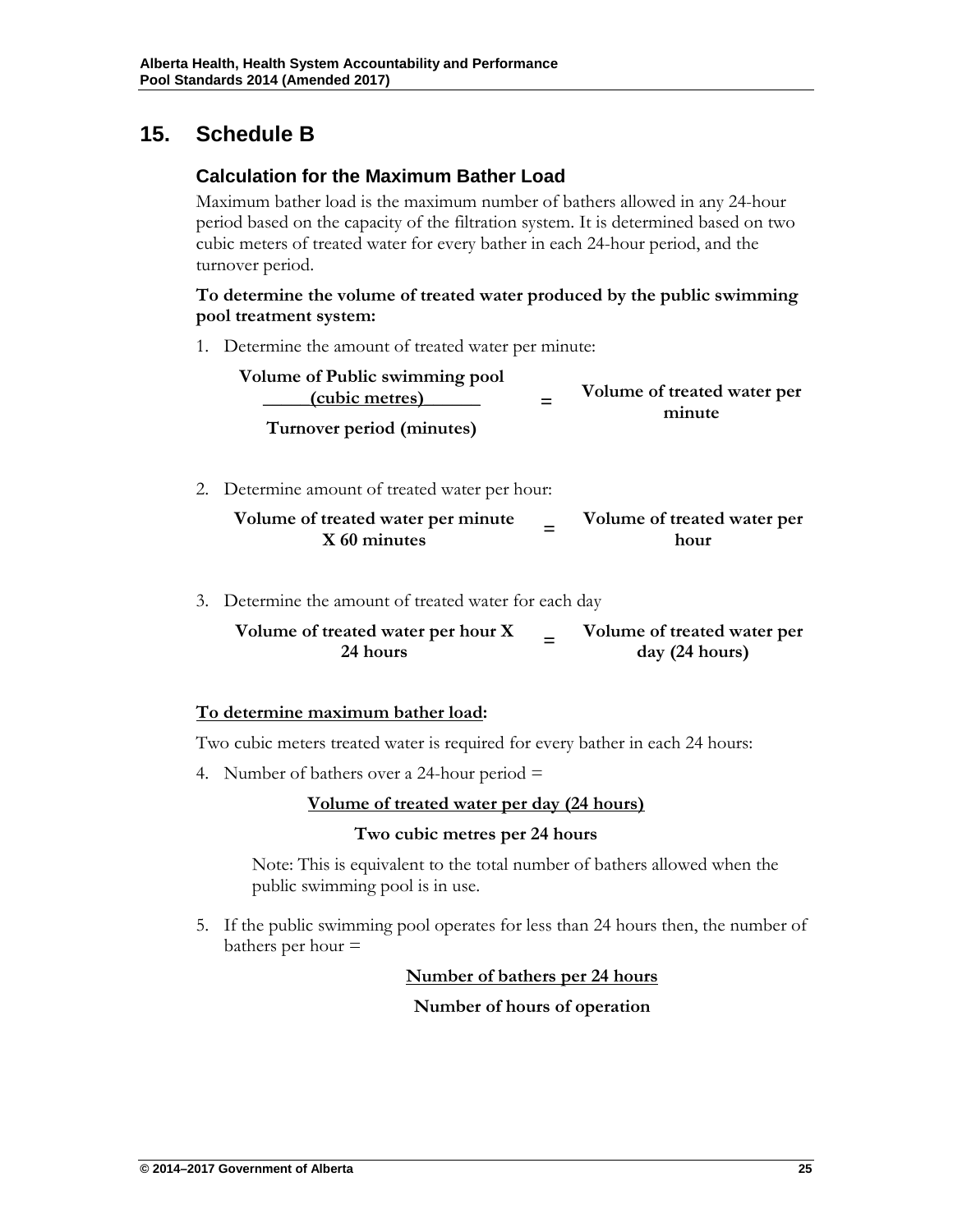# 15. Schedule B

## Calculation for the Maximum Bather Load

Maximum bather load is the maximum number of bathers allowed in any 24-hour period based on the capacity of the filtration system. It is determined based on two cubic meters of treated water for every bather in each 24-hour period, and the turnover period.

**To determine the volume of treated water produced by the public swimming pool treatment system:**

1. Determine the amount of treated water per minute:

$$\frac{\textbf{Volume of Public swimming pool (cubic metres)}}{\textbf{Turnover period (minutes)}} = \textbf{Volume of treated water per minute}$$

2. Determine amount of treated water per hour:

$$\textbf{Volume of treated water per minute} \times \textbf{60 minutes} = \textbf{Volume of treated water per hour}$$

3. Determine the amount of treated water for each day

$$\textbf{Volume of treated water per hour} \times \textbf{24 hours} = \textbf{Volume of treated water per day (24 hours)}$$

**<u>To determine maximum bather load</u>:**

Two cubic meters treated water is required for every bather in each 24 hours:

4. Number of bathers over a 24-hour period =

$$\frac{\textbf{Volume of treated water per day (24 hours)}}{\textbf{Two cubic metres per 24 hours}}$$

   Note: This is equivalent to the total number of bathers allowed when the public swimming pool is in use.

5. If the public swimming pool operates for less than 24 hours then, the number of bathers per hour =

$$\frac{\textbf{Number of bathers per 24 hours}}{\textbf{Number of hours of operation}}$$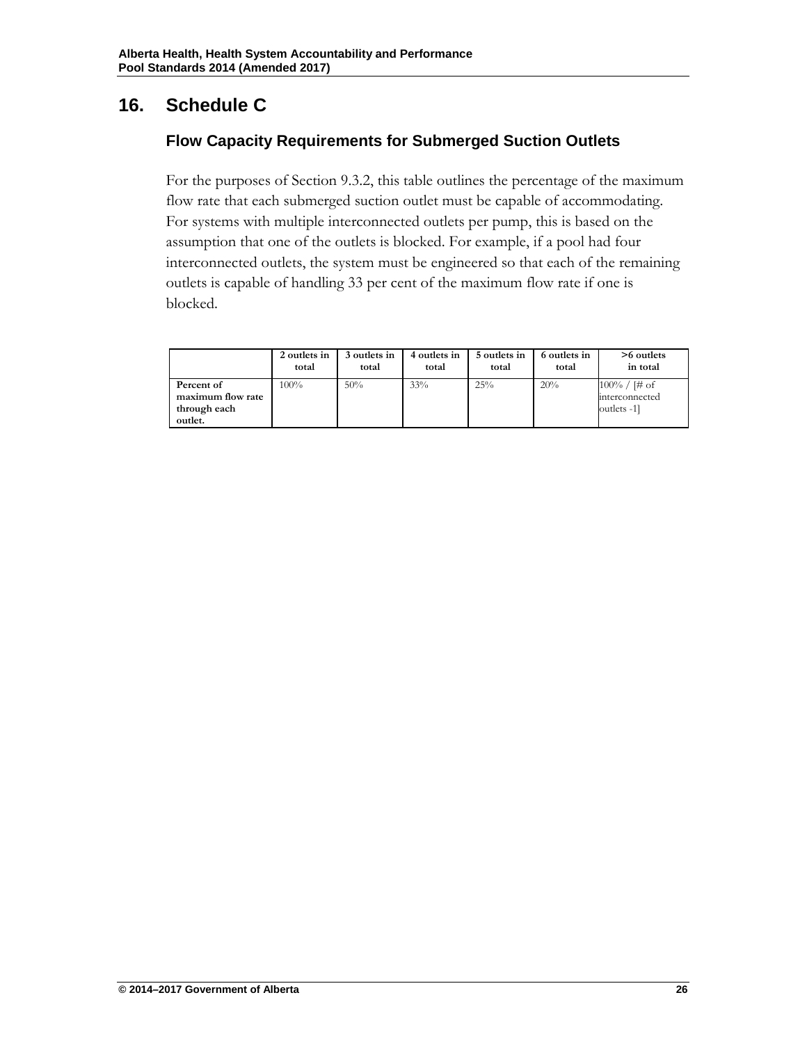# 16. Schedule C

## Flow Capacity Requirements for Submerged Suction Outlets

For the purposes of Section 9.3.2, this table outlines the percentage of the maximum flow rate that each submerged suction outlet must be capable of accommodating. For systems with multiple interconnected outlets per pump, this is based on the assumption that one of the outlets is blocked. For example, if a pool had four interconnected outlets, the system must be engineered so that each of the remaining outlets is capable of handling 33 per cent of the maximum flow rate if one is blocked.

| | 2 outlets in total | 3 outlets in total | 4 outlets in total | 5 outlets in total | 6 outlets in total | >6 outlets in total |
|---|---|---|---|---|---|---|
| **Percent of maximum flow rate through each outlet.** | 100% | 50% | 33% | 25% | 20% | 100% / [# of interconnected outlets -1] |